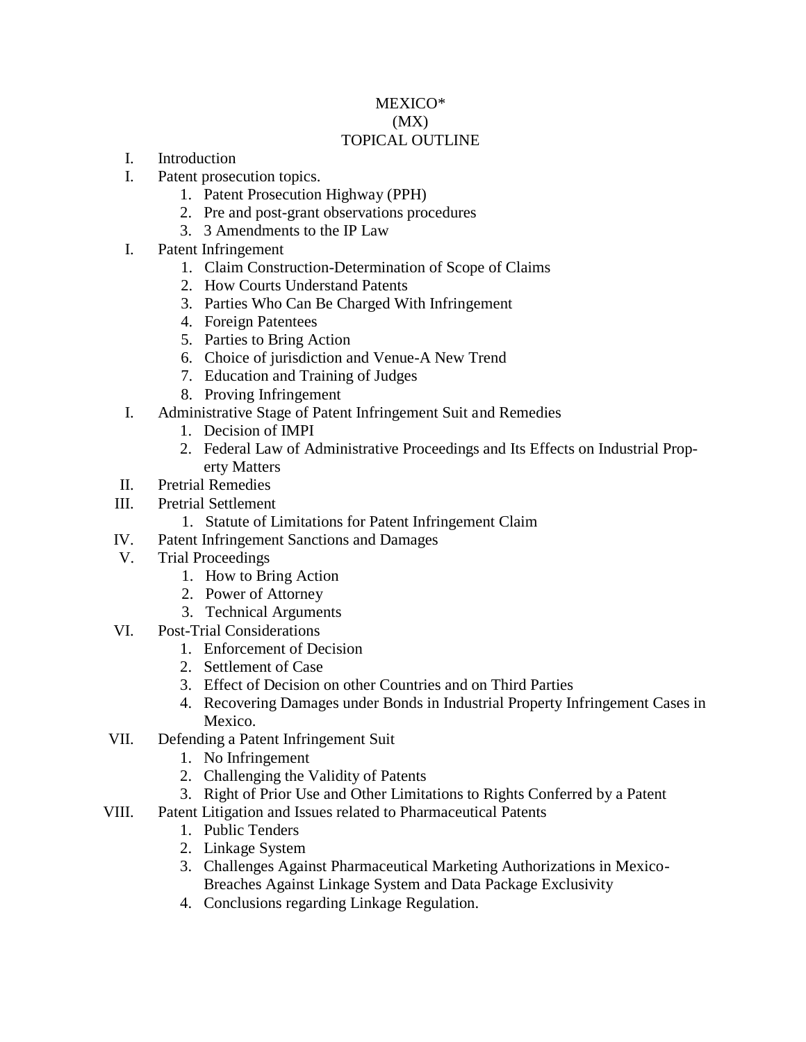MEXICO*
(MX)
TOPICAL OUTLINE

I. Introduction

I. Patent prosecution topics.
   1. Patent Prosecution Highway (PPH)
   2. Pre and post-grant observations procedures
   3. 3 Amendments to the IP Law

I. Patent Infringement
   1. Claim Construction-Determination of Scope of Claims
   2. How Courts Understand Patents
   3. Parties Who Can Be Charged With Infringement
   4. Foreign Patentees
   5. Parties to Bring Action
   6. Choice of jurisdiction and Venue-A New Trend
   7. Education and Training of Judges
   8. Proving Infringement

I. Administrative Stage of Patent Infringement Suit and Remedies
   1. Decision of IMPI
   2. Federal Law of Administrative Proceedings and Its Effects on Industrial Property Matters

II. Pretrial Remedies

III. Pretrial Settlement
   1. Statute of Limitations for Patent Infringement Claim

IV. Patent Infringement Sanctions and Damages

V. Trial Proceedings
   1. How to Bring Action
   2. Power of Attorney
   3. Technical Arguments

VI. Post-Trial Considerations
   1. Enforcement of Decision
   2. Settlement of Case
   3. Effect of Decision on other Countries and on Third Parties
   4. Recovering Damages under Bonds in Industrial Property Infringement Cases in Mexico.

VII. Defending a Patent Infringement Suit
   1. No Infringement
   2. Challenging the Validity of Patents
   3. Right of Prior Use and Other Limitations to Rights Conferred by a Patent

VIII. Patent Litigation and Issues related to Pharmaceutical Patents
   1. Public Tenders
   2. Linkage System
   3. Challenges Against Pharmaceutical Marketing Authorizations in Mexico-Breaches Against Linkage System and Data Package Exclusivity
   4. Conclusions regarding Linkage Regulation.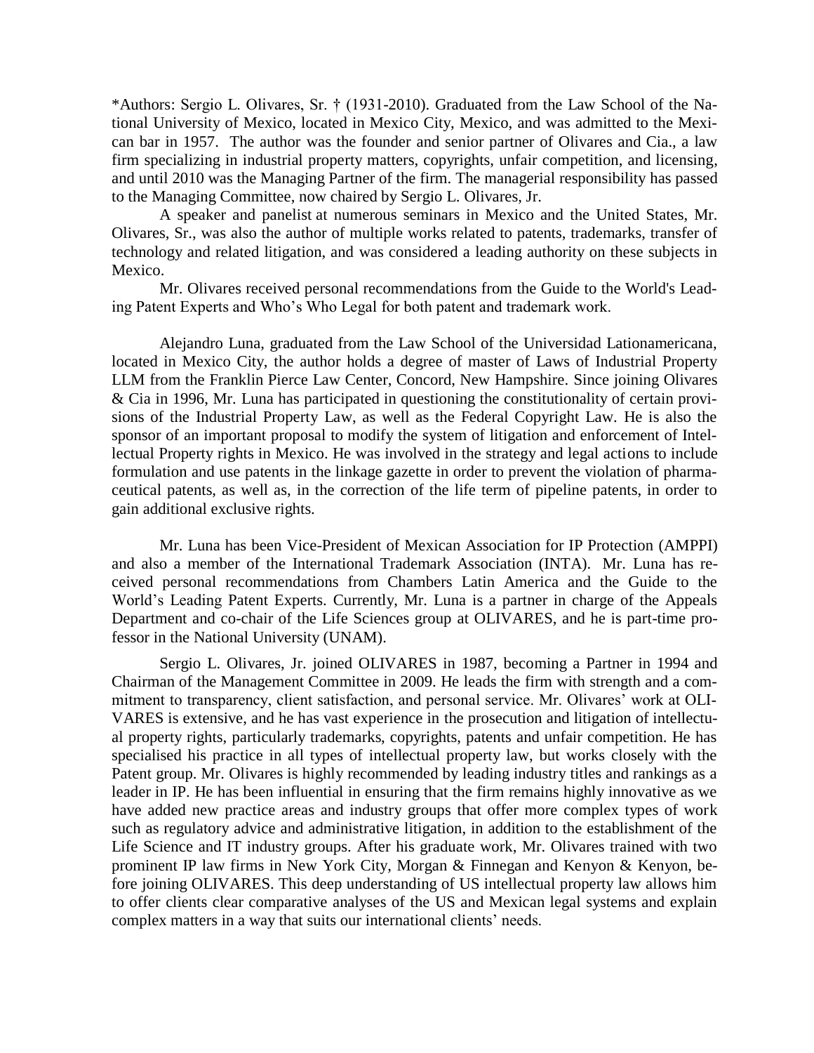*Authors: Sergio L. Olivares, Sr. † (1931-2010). Graduated from the Law School of the National University of Mexico, located in Mexico City, Mexico, and was admitted to the Mexican bar in 1957. The author was the founder and senior partner of Olivares and Cia., a law firm specializing in industrial property matters, copyrights, unfair competition, and licensing, and until 2010 was the Managing Partner of the firm. The managerial responsibility has passed to the Managing Committee, now chaired by Sergio L. Olivares, Jr.

A speaker and panelist at numerous seminars in Mexico and the United States, Mr. Olivares, Sr., was also the author of multiple works related to patents, trademarks, transfer of technology and related litigation, and was considered a leading authority on these subjects in Mexico.

Mr. Olivares received personal recommendations from the Guide to the World's Leading Patent Experts and Who's Who Legal for both patent and trademark work.

Alejandro Luna, graduated from the Law School of the Universidad Lationamericana, located in Mexico City, the author holds a degree of master of Laws of Industrial Property LLM from the Franklin Pierce Law Center, Concord, New Hampshire. Since joining Olivares & Cia in 1996, Mr. Luna has participated in questioning the constitutionality of certain provisions of the Industrial Property Law, as well as the Federal Copyright Law. He is also the sponsor of an important proposal to modify the system of litigation and enforcement of Intellectual Property rights in Mexico. He was involved in the strategy and legal actions to include formulation and use patents in the linkage gazette in order to prevent the violation of pharmaceutical patents, as well as, in the correction of the life term of pipeline patents, in order to gain additional exclusive rights.

Mr. Luna has been Vice-President of Mexican Association for IP Protection (AMPPI) and also a member of the International Trademark Association (INTA). Mr. Luna has received personal recommendations from Chambers Latin America and the Guide to the World's Leading Patent Experts. Currently, Mr. Luna is a partner in charge of the Appeals Department and co-chair of the Life Sciences group at OLIVARES, and he is part-time professor in the National University (UNAM).

Sergio L. Olivares, Jr. joined OLIVARES in 1987, becoming a Partner in 1994 and Chairman of the Management Committee in 2009. He leads the firm with strength and a commitment to transparency, client satisfaction, and personal service. Mr. Olivares' work at OLIVARES is extensive, and he has vast experience in the prosecution and litigation of intellectual property rights, particularly trademarks, copyrights, patents and unfair competition. He has specialised his practice in all types of intellectual property law, but works closely with the Patent group. Mr. Olivares is highly recommended by leading industry titles and rankings as a leader in IP. He has been influential in ensuring that the firm remains highly innovative as we have added new practice areas and industry groups that offer more complex types of work such as regulatory advice and administrative litigation, in addition to the establishment of the Life Science and IT industry groups. After his graduate work, Mr. Olivares trained with two prominent IP law firms in New York City, Morgan & Finnegan and Kenyon & Kenyon, before joining OLIVARES. This deep understanding of US intellectual property law allows him to offer clients clear comparative analyses of the US and Mexican legal systems and explain complex matters in a way that suits our international clients' needs.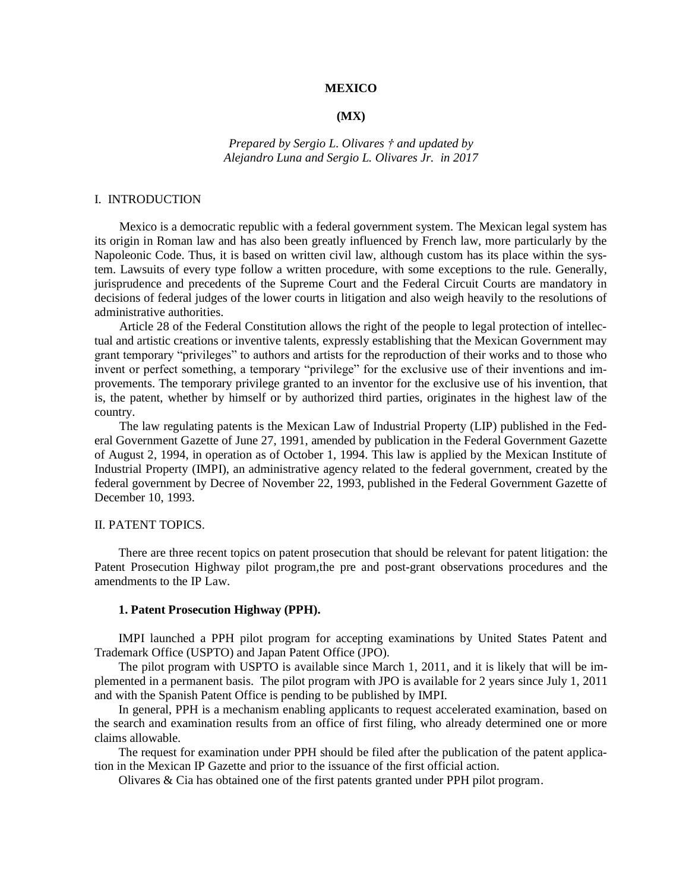# MEXICO

## (MX)

*Prepared by Sergio L. Olivares † and updated by Alejandro Luna and Sergio L. Olivares Jr. in 2017*

## I. INTRODUCTION

Mexico is a democratic republic with a federal government system. The Mexican legal system has its origin in Roman law and has also been greatly influenced by French law, more particularly by the Napoleonic Code. Thus, it is based on written civil law, although custom has its place within the system. Lawsuits of every type follow a written procedure, with some exceptions to the rule. Generally, jurisprudence and precedents of the Supreme Court and the Federal Circuit Courts are mandatory in decisions of federal judges of the lower courts in litigation and also weigh heavily to the resolutions of administrative authorities.

Article 28 of the Federal Constitution allows the right of the people to legal protection of intellectual and artistic creations or inventive talents, expressly establishing that the Mexican Government may grant temporary "privileges" to authors and artists for the reproduction of their works and to those who invent or perfect something, a temporary "privilege" for the exclusive use of their inventions and improvements. The temporary privilege granted to an inventor for the exclusive use of his invention, that is, the patent, whether by himself or by authorized third parties, originates in the highest law of the country.

The law regulating patents is the Mexican Law of Industrial Property (LIP) published in the Federal Government Gazette of June 27, 1991, amended by publication in the Federal Government Gazette of August 2, 1994, in operation as of October 1, 1994. This law is applied by the Mexican Institute of Industrial Property (IMPI), an administrative agency related to the federal government, created by the federal government by Decree of November 22, 1993, published in the Federal Government Gazette of December 10, 1993.

## II. PATENT TOPICS.

There are three recent topics on patent prosecution that should be relevant for patent litigation: the Patent Prosecution Highway pilot program,the pre and post-grant observations procedures and the amendments to the IP Law.

### 1. Patent Prosecution Highway (PPH).

IMPI launched a PPH pilot program for accepting examinations by United States Patent and Trademark Office (USPTO) and Japan Patent Office (JPO).

The pilot program with USPTO is available since March 1, 2011, and it is likely that will be implemented in a permanent basis. The pilot program with JPO is available for 2 years since July 1, 2011 and with the Spanish Patent Office is pending to be published by IMPI.

In general, PPH is a mechanism enabling applicants to request accelerated examination, based on the search and examination results from an office of first filing, who already determined one or more claims allowable.

The request for examination under PPH should be filed after the publication of the patent application in the Mexican IP Gazette and prior to the issuance of the first official action.

Olivares & Cia has obtained one of the first patents granted under PPH pilot program.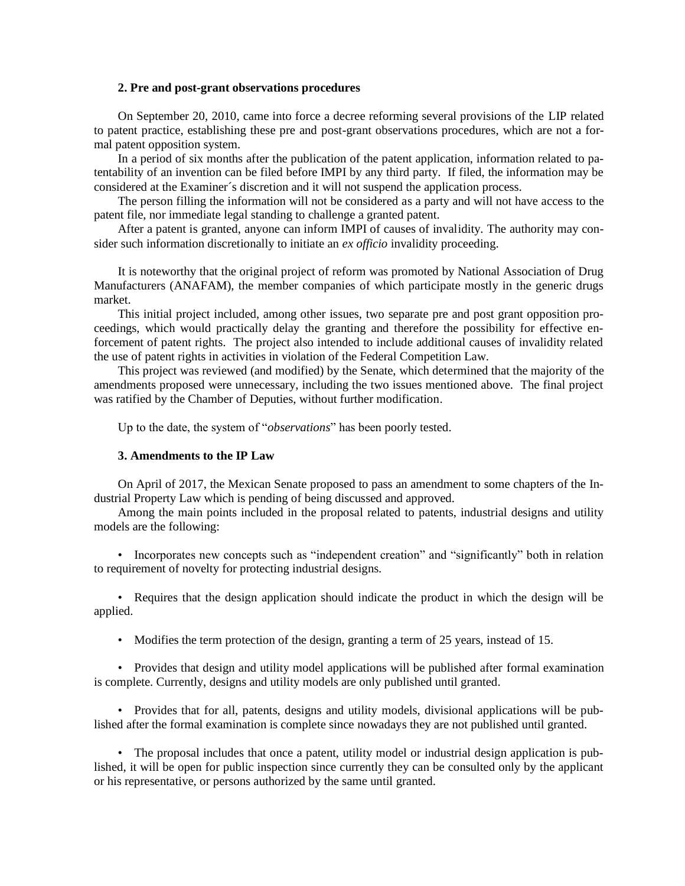### 2. Pre and post-grant observations procedures

On September 20, 2010, came into force a decree reforming several provisions of the LIP related to patent practice, establishing these pre and post-grant observations procedures, which are not a formal patent opposition system.

In a period of six months after the publication of the patent application, information related to patentability of an invention can be filed before IMPI by any third party. If filed, the information may be considered at the Examiner´s discretion and it will not suspend the application process.

The person filling the information will not be considered as a party and will not have access to the patent file, nor immediate legal standing to challenge a granted patent.

After a patent is granted, anyone can inform IMPI of causes of invalidity. The authority may consider such information discretionally to initiate an *ex officio* invalidity proceeding.

It is noteworthy that the original project of reform was promoted by National Association of Drug Manufacturers (ANAFAM), the member companies of which participate mostly in the generic drugs market.

This initial project included, among other issues, two separate pre and post grant opposition proceedings, which would practically delay the granting and therefore the possibility for effective enforcement of patent rights. The project also intended to include additional causes of invalidity related the use of patent rights in activities in violation of the Federal Competition Law.

This project was reviewed (and modified) by the Senate, which determined that the majority of the amendments proposed were unnecessary, including the two issues mentioned above. The final project was ratified by the Chamber of Deputies, without further modification.

Up to the date, the system of "*observations*" has been poorly tested.

### 3. Amendments to the IP Law

On April of 2017, the Mexican Senate proposed to pass an amendment to some chapters of the Industrial Property Law which is pending of being discussed and approved.

Among the main points included in the proposal related to patents, industrial designs and utility models are the following:

- Incorporates new concepts such as "independent creation" and "significantly" both in relation to requirement of novelty for protecting industrial designs.

- Requires that the design application should indicate the product in which the design will be applied.

- Modifies the term protection of the design, granting a term of 25 years, instead of 15.

- Provides that design and utility model applications will be published after formal examination is complete. Currently, designs and utility models are only published until granted.

- Provides that for all, patents, designs and utility models, divisional applications will be published after the formal examination is complete since nowadays they are not published until granted.

- The proposal includes that once a patent, utility model or industrial design application is published, it will be open for public inspection since currently they can be consulted only by the applicant or his representative, or persons authorized by the same until granted.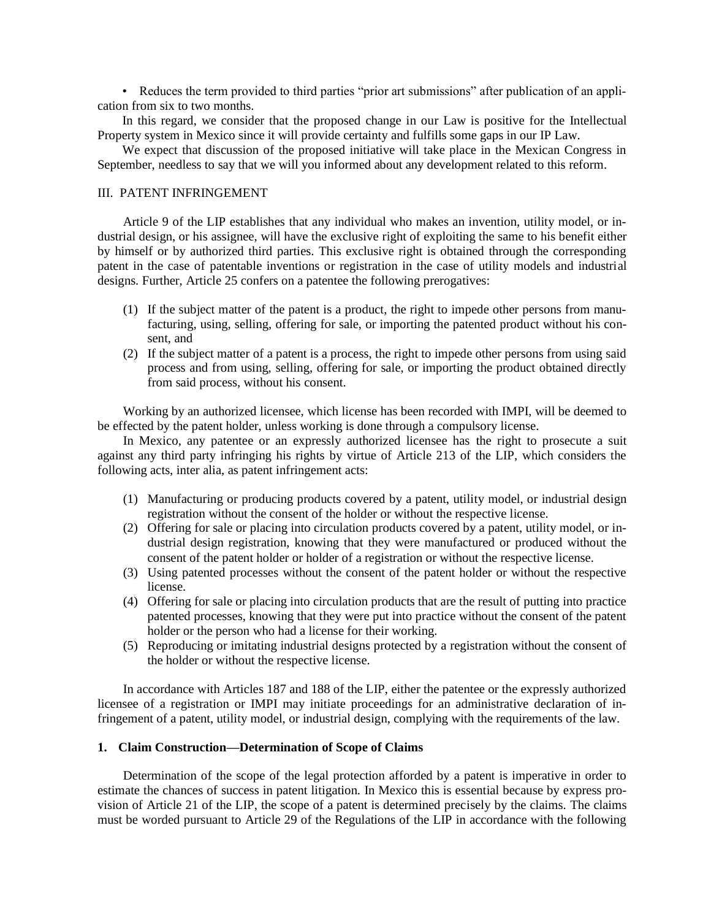• Reduces the term provided to third parties "prior art submissions" after publication of an application from six to two months.

In this regard, we consider that the proposed change in our Law is positive for the Intellectual Property system in Mexico since it will provide certainty and fulfills some gaps in our IP Law.

We expect that discussion of the proposed initiative will take place in the Mexican Congress in September, needless to say that we will you informed about any development related to this reform.

## III. PATENT INFRINGEMENT

Article 9 of the LIP establishes that any individual who makes an invention, utility model, or industrial design, or his assignee, will have the exclusive right of exploiting the same to his benefit either by himself or by authorized third parties. This exclusive right is obtained through the corresponding patent in the case of patentable inventions or registration in the case of utility models and industrial designs. Further, Article 25 confers on a patentee the following prerogatives:

(1) If the subject matter of the patent is a product, the right to impede other persons from manufacturing, using, selling, offering for sale, or importing the patented product without his consent, and
(2) If the subject matter of a patent is a process, the right to impede other persons from using said process and from using, selling, offering for sale, or importing the product obtained directly from said process, without his consent.

Working by an authorized licensee, which license has been recorded with IMPI, will be deemed to be effected by the patent holder, unless working is done through a compulsory license.

In Mexico, any patentee or an expressly authorized licensee has the right to prosecute a suit against any third party infringing his rights by virtue of Article 213 of the LIP, which considers the following acts, inter alia, as patent infringement acts:

(1) Manufacturing or producing products covered by a patent, utility model, or industrial design registration without the consent of the holder or without the respective license.
(2) Offering for sale or placing into circulation products covered by a patent, utility model, or industrial design registration, knowing that they were manufactured or produced without the consent of the patent holder or holder of a registration or without the respective license.
(3) Using patented processes without the consent of the patent holder or without the respective license.
(4) Offering for sale or placing into circulation products that are the result of putting into practice patented processes, knowing that they were put into practice without the consent of the patent holder or the person who had a license for their working.
(5) Reproducing or imitating industrial designs protected by a registration without the consent of the holder or without the respective license.

In accordance with Articles 187 and 188 of the LIP, either the patentee or the expressly authorized licensee of a registration or IMPI may initiate proceedings for an administrative declaration of infringement of a patent, utility model, or industrial design, complying with the requirements of the law.

### 1. Claim Construction—Determination of Scope of Claims

Determination of the scope of the legal protection afforded by a patent is imperative in order to estimate the chances of success in patent litigation. In Mexico this is essential because by express provision of Article 21 of the LIP, the scope of a patent is determined precisely by the claims. The claims must be worded pursuant to Article 29 of the Regulations of the LIP in accordance with the following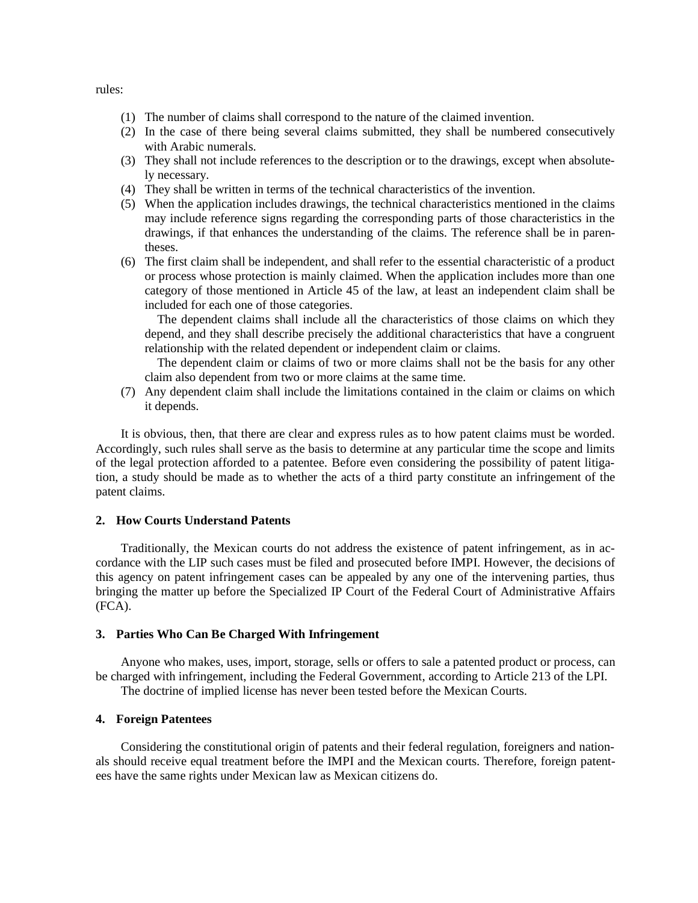rules:

(1) The number of claims shall correspond to the nature of the claimed invention.
(2) In the case of there being several claims submitted, they shall be numbered consecutively with Arabic numerals.
(3) They shall not include references to the description or to the drawings, except when absolutely necessary.
(4) They shall be written in terms of the technical characteristics of the invention.
(5) When the application includes drawings, the technical characteristics mentioned in the claims may include reference signs regarding the corresponding parts of those characteristics in the drawings, if that enhances the understanding of the claims. The reference shall be in parentheses.
(6) The first claim shall be independent, and shall refer to the essential characteristic of a product or process whose protection is mainly claimed. When the application includes more than one category of those mentioned in Article 45 of the law, at least an independent claim shall be included for each one of those categories.

    The dependent claims shall include all the characteristics of those claims on which they depend, and they shall describe precisely the additional characteristics that have a congruent relationship with the related dependent or independent claim or claims.

    The dependent claim or claims of two or more claims shall not be the basis for any other claim also dependent from two or more claims at the same time.
(7) Any dependent claim shall include the limitations contained in the claim or claims on which it depends.

It is obvious, then, that there are clear and express rules as to how patent claims must be worded. Accordingly, such rules shall serve as the basis to determine at any particular time the scope and limits of the legal protection afforded to a patentee. Before even considering the possibility of patent litigation, a study should be made as to whether the acts of a third party constitute an infringement of the patent claims.

### 2. How Courts Understand Patents

Traditionally, the Mexican courts do not address the existence of patent infringement, as in accordance with the LIP such cases must be filed and prosecuted before IMPI. However, the decisions of this agency on patent infringement cases can be appealed by any one of the intervening parties, thus bringing the matter up before the Specialized IP Court of the Federal Court of Administrative Affairs (FCA).

### 3. Parties Who Can Be Charged With Infringement

Anyone who makes, uses, import, storage, sells or offers to sale a patented product or process, can be charged with infringement, including the Federal Government, according to Article 213 of the LPI.

The doctrine of implied license has never been tested before the Mexican Courts.

### 4. Foreign Patentees

Considering the constitutional origin of patents and their federal regulation, foreigners and nationals should receive equal treatment before the IMPI and the Mexican courts. Therefore, foreign patentees have the same rights under Mexican law as Mexican citizens do.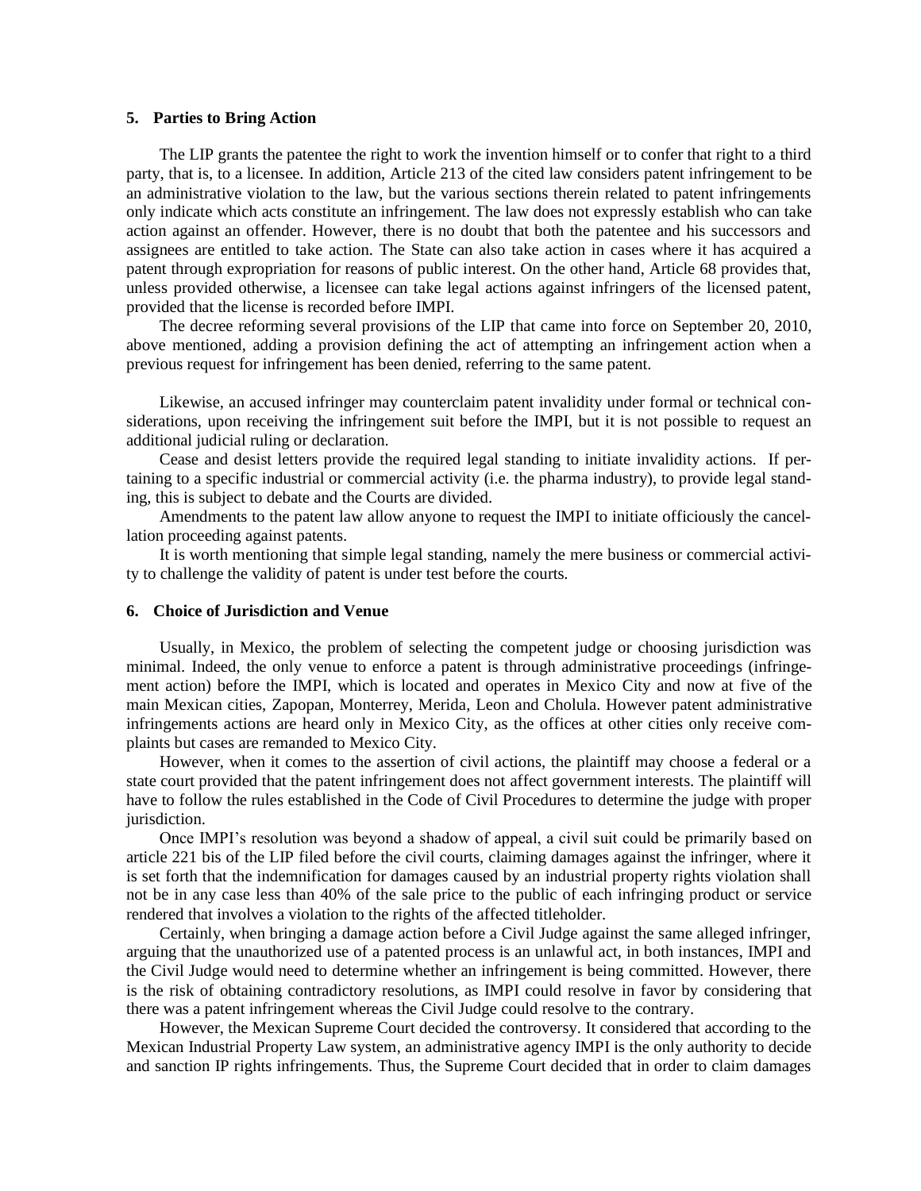## 5. Parties to Bring Action

The LIP grants the patentee the right to work the invention himself or to confer that right to a third party, that is, to a licensee. In addition, Article 213 of the cited law considers patent infringement to be an administrative violation to the law, but the various sections therein related to patent infringements only indicate which acts constitute an infringement. The law does not expressly establish who can take action against an offender. However, there is no doubt that both the patentee and his successors and assignees are entitled to take action. The State can also take action in cases where it has acquired a patent through expropriation for reasons of public interest. On the other hand, Article 68 provides that, unless provided otherwise, a licensee can take legal actions against infringers of the licensed patent, provided that the license is recorded before IMPI.

The decree reforming several provisions of the LIP that came into force on September 20, 2010, above mentioned, adding a provision defining the act of attempting an infringement action when a previous request for infringement has been denied, referring to the same patent.

Likewise, an accused infringer may counterclaim patent invalidity under formal or technical considerations, upon receiving the infringement suit before the IMPI, but it is not possible to request an additional judicial ruling or declaration.

Cease and desist letters provide the required legal standing to initiate invalidity actions. If pertaining to a specific industrial or commercial activity (i.e. the pharma industry), to provide legal standing, this is subject to debate and the Courts are divided.

Amendments to the patent law allow anyone to request the IMPI to initiate officiously the cancellation proceeding against patents.

It is worth mentioning that simple legal standing, namely the mere business or commercial activity to challenge the validity of patent is under test before the courts.

## 6. Choice of Jurisdiction and Venue

Usually, in Mexico, the problem of selecting the competent judge or choosing jurisdiction was minimal. Indeed, the only venue to enforce a patent is through administrative proceedings (infringement action) before the IMPI, which is located and operates in Mexico City and now at five of the main Mexican cities, Zapopan, Monterrey, Merida, Leon and Cholula. However patent administrative infringements actions are heard only in Mexico City, as the offices at other cities only receive complaints but cases are remanded to Mexico City.

However, when it comes to the assertion of civil actions, the plaintiff may choose a federal or a state court provided that the patent infringement does not affect government interests. The plaintiff will have to follow the rules established in the Code of Civil Procedures to determine the judge with proper jurisdiction.

Once IMPI's resolution was beyond a shadow of appeal, a civil suit could be primarily based on article 221 bis of the LIP filed before the civil courts, claiming damages against the infringer, where it is set forth that the indemnification for damages caused by an industrial property rights violation shall not be in any case less than 40% of the sale price to the public of each infringing product or service rendered that involves a violation to the rights of the affected titleholder.

Certainly, when bringing a damage action before a Civil Judge against the same alleged infringer, arguing that the unauthorized use of a patented process is an unlawful act, in both instances, IMPI and the Civil Judge would need to determine whether an infringement is being committed. However, there is the risk of obtaining contradictory resolutions, as IMPI could resolve in favor by considering that there was a patent infringement whereas the Civil Judge could resolve to the contrary.

However, the Mexican Supreme Court decided the controversy. It considered that according to the Mexican Industrial Property Law system, an administrative agency IMPI is the only authority to decide and sanction IP rights infringements. Thus, the Supreme Court decided that in order to claim damages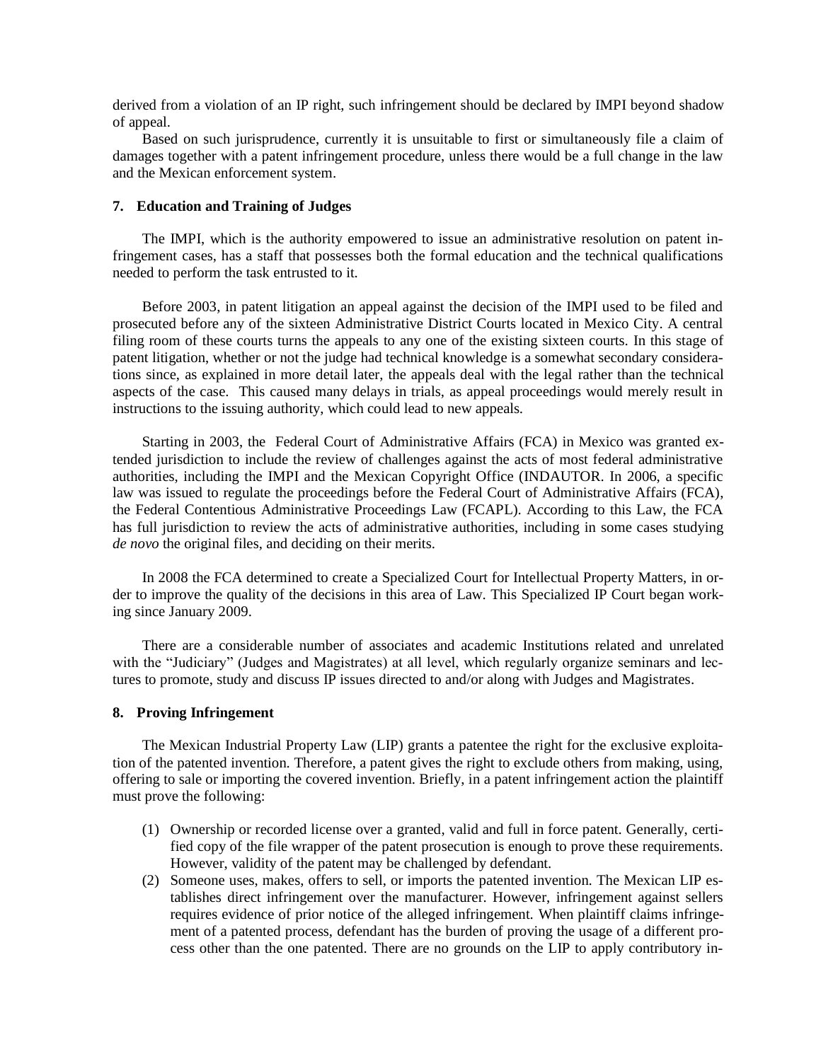derived from a violation of an IP right, such infringement should be declared by IMPI beyond shadow of appeal.

Based on such jurisprudence, currently it is unsuitable to first or simultaneously file a claim of damages together with a patent infringement procedure, unless there would be a full change in the law and the Mexican enforcement system.

### 7. Education and Training of Judges

The IMPI, which is the authority empowered to issue an administrative resolution on patent infringement cases, has a staff that possesses both the formal education and the technical qualifications needed to perform the task entrusted to it.

Before 2003, in patent litigation an appeal against the decision of the IMPI used to be filed and prosecuted before any of the sixteen Administrative District Courts located in Mexico City. A central filing room of these courts turns the appeals to any one of the existing sixteen courts. In this stage of patent litigation, whether or not the judge had technical knowledge is a somewhat secondary considerations since, as explained in more detail later, the appeals deal with the legal rather than the technical aspects of the case. This caused many delays in trials, as appeal proceedings would merely result in instructions to the issuing authority, which could lead to new appeals.

Starting in 2003, the Federal Court of Administrative Affairs (FCA) in Mexico was granted extended jurisdiction to include the review of challenges against the acts of most federal administrative authorities, including the IMPI and the Mexican Copyright Office (INDAUTOR. In 2006, a specific law was issued to regulate the proceedings before the Federal Court of Administrative Affairs (FCA), the Federal Contentious Administrative Proceedings Law (FCAPL). According to this Law, the FCA has full jurisdiction to review the acts of administrative authorities, including in some cases studying *de novo* the original files, and deciding on their merits.

In 2008 the FCA determined to create a Specialized Court for Intellectual Property Matters, in order to improve the quality of the decisions in this area of Law. This Specialized IP Court began working since January 2009.

There are a considerable number of associates and academic Institutions related and unrelated with the "Judiciary" (Judges and Magistrates) at all level, which regularly organize seminars and lectures to promote, study and discuss IP issues directed to and/or along with Judges and Magistrates.

### 8. Proving Infringement

The Mexican Industrial Property Law (LIP) grants a patentee the right for the exclusive exploitation of the patented invention. Therefore, a patent gives the right to exclude others from making, using, offering to sale or importing the covered invention. Briefly, in a patent infringement action the plaintiff must prove the following:

(1) Ownership or recorded license over a granted, valid and full in force patent. Generally, certified copy of the file wrapper of the patent prosecution is enough to prove these requirements. However, validity of the patent may be challenged by defendant.

(2) Someone uses, makes, offers to sell, or imports the patented invention. The Mexican LIP establishes direct infringement over the manufacturer. However, infringement against sellers requires evidence of prior notice of the alleged infringement. When plaintiff claims infringement of a patented process, defendant has the burden of proving the usage of a different process other than the one patented. There are no grounds on the LIP to apply contributory in-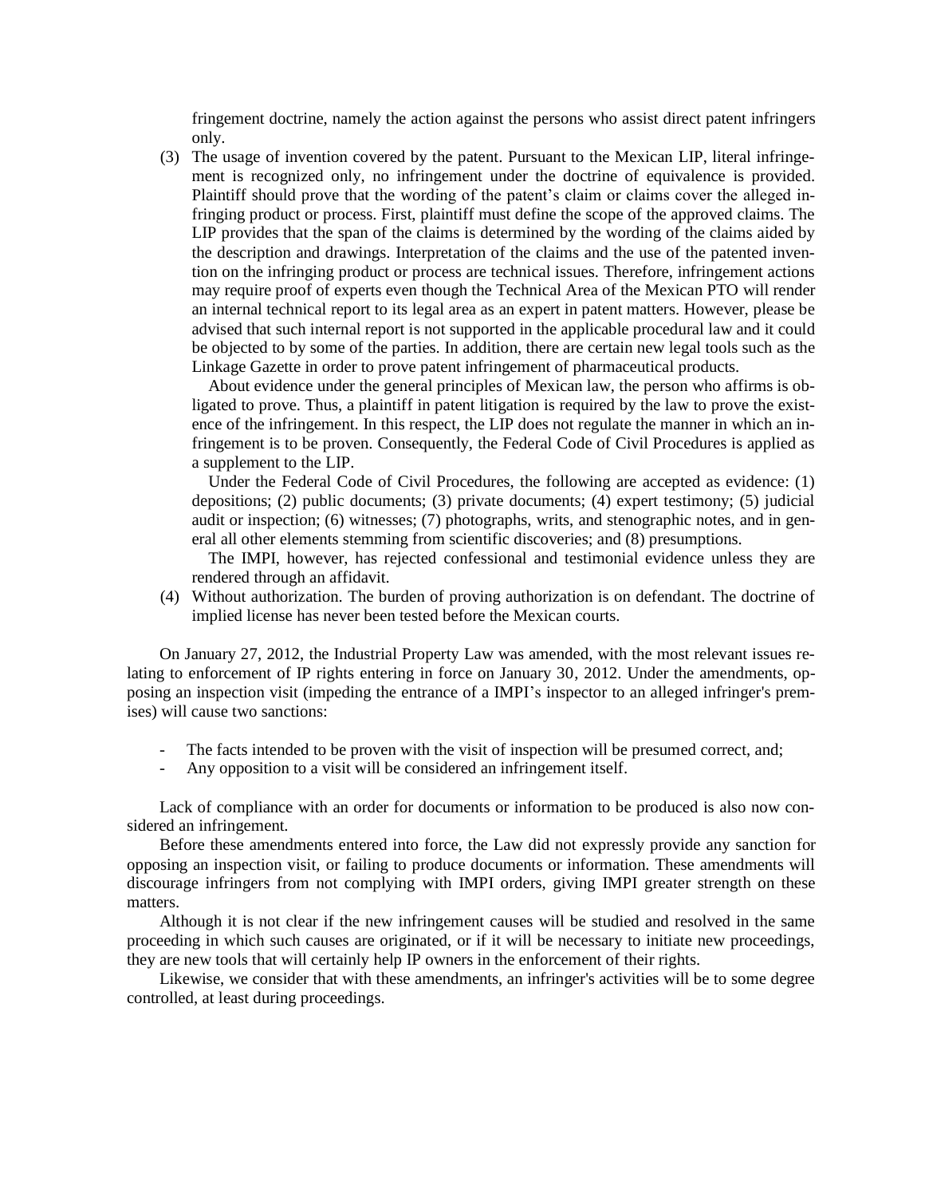fringement doctrine, namely the action against the persons who assist direct patent infringers only.

(3) The usage of invention covered by the patent. Pursuant to the Mexican LIP, literal infringement is recognized only, no infringement under the doctrine of equivalence is provided. Plaintiff should prove that the wording of the patent's claim or claims cover the alleged infringing product or process. First, plaintiff must define the scope of the approved claims. The LIP provides that the span of the claims is determined by the wording of the claims aided by the description and drawings. Interpretation of the claims and the use of the patented invention on the infringing product or process are technical issues. Therefore, infringement actions may require proof of experts even though the Technical Area of the Mexican PTO will render an internal technical report to its legal area as an expert in patent matters. However, please be advised that such internal report is not supported in the applicable procedural law and it could be objected to by some of the parties. In addition, there are certain new legal tools such as the Linkage Gazette in order to prove patent infringement of pharmaceutical products.

    About evidence under the general principles of Mexican law, the person who affirms is obligated to prove. Thus, a plaintiff in patent litigation is required by the law to prove the existence of the infringement. In this respect, the LIP does not regulate the manner in which an infringement is to be proven. Consequently, the Federal Code of Civil Procedures is applied as a supplement to the LIP.

    Under the Federal Code of Civil Procedures, the following are accepted as evidence: (1) depositions; (2) public documents; (3) private documents; (4) expert testimony; (5) judicial audit or inspection; (6) witnesses; (7) photographs, writs, and stenographic notes, and in general all other elements stemming from scientific discoveries; and (8) presumptions.

    The IMPI, however, has rejected confessional and testimonial evidence unless they are rendered through an affidavit.

(4) Without authorization. The burden of proving authorization is on defendant. The doctrine of implied license has never been tested before the Mexican courts.

On January 27, 2012, the Industrial Property Law was amended, with the most relevant issues relating to enforcement of IP rights entering in force on January 30, 2012. Under the amendments, opposing an inspection visit (impeding the entrance of a IMPI's inspector to an alleged infringer's premises) will cause two sanctions:

- The facts intended to be proven with the visit of inspection will be presumed correct, and;
- Any opposition to a visit will be considered an infringement itself.

Lack of compliance with an order for documents or information to be produced is also now considered an infringement.

Before these amendments entered into force, the Law did not expressly provide any sanction for opposing an inspection visit, or failing to produce documents or information. These amendments will discourage infringers from not complying with IMPI orders, giving IMPI greater strength on these matters.

Although it is not clear if the new infringement causes will be studied and resolved in the same proceeding in which such causes are originated, or if it will be necessary to initiate new proceedings, they are new tools that will certainly help IP owners in the enforcement of their rights.

Likewise, we consider that with these amendments, an infringer's activities will be to some degree controlled, at least during proceedings.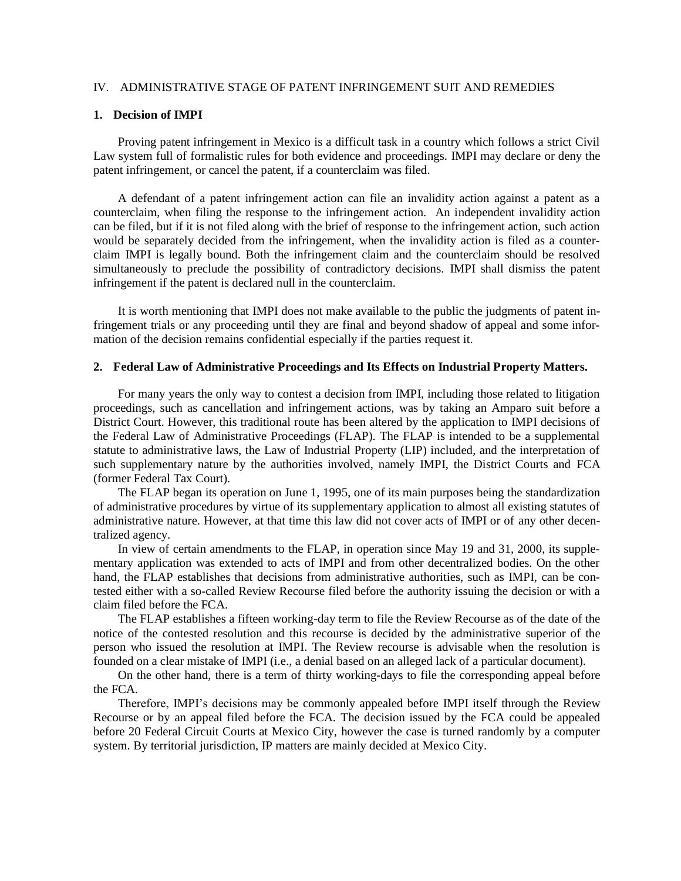## IV. ADMINISTRATIVE STAGE OF PATENT INFRINGEMENT SUIT AND REMEDIES

### 1. Decision of IMPI

Proving patent infringement in Mexico is a difficult task in a country which follows a strict Civil Law system full of formalistic rules for both evidence and proceedings. IMPI may declare or deny the patent infringement, or cancel the patent, if a counterclaim was filed.

A defendant of a patent infringement action can file an invalidity action against a patent as a counterclaim, when filing the response to the infringement action. An independent invalidity action can be filed, but if it is not filed along with the brief of response to the infringement action, such action would be separately decided from the infringement, when the invalidity action is filed as a counter-claim IMPI is legally bound. Both the infringement claim and the counterclaim should be resolved simultaneously to preclude the possibility of contradictory decisions. IMPI shall dismiss the patent infringement if the patent is declared null in the counterclaim.

It is worth mentioning that IMPI does not make available to the public the judgments of patent infringement trials or any proceeding until they are final and beyond shadow of appeal and some information of the decision remains confidential especially if the parties request it.

### 2. Federal Law of Administrative Proceedings and Its Effects on Industrial Property Matters.

For many years the only way to contest a decision from IMPI, including those related to litigation proceedings, such as cancellation and infringement actions, was by taking an Amparo suit before a District Court. However, this traditional route has been altered by the application to IMPI decisions of the Federal Law of Administrative Proceedings (FLAP). The FLAP is intended to be a supplemental statute to administrative laws, the Law of Industrial Property (LIP) included, and the interpretation of such supplementary nature by the authorities involved, namely IMPI, the District Courts and FCA (former Federal Tax Court).

The FLAP began its operation on June 1, 1995, one of its main purposes being the standardization of administrative procedures by virtue of its supplementary application to almost all existing statutes of administrative nature. However, at that time this law did not cover acts of IMPI or of any other decentralized agency.

In view of certain amendments to the FLAP, in operation since May 19 and 31, 2000, its supplementary application was extended to acts of IMPI and from other decentralized bodies. On the other hand, the FLAP establishes that decisions from administrative authorities, such as IMPI, can be contested either with a so-called Review Recourse filed before the authority issuing the decision or with a claim filed before the FCA.

The FLAP establishes a fifteen working-day term to file the Review Recourse as of the date of the notice of the contested resolution and this recourse is decided by the administrative superior of the person who issued the resolution at IMPI. The Review recourse is advisable when the resolution is founded on a clear mistake of IMPI (i.e., a denial based on an alleged lack of a particular document).

On the other hand, there is a term of thirty working-days to file the corresponding appeal before the FCA.

Therefore, IMPI's decisions may be commonly appealed before IMPI itself through the Review Recourse or by an appeal filed before the FCA. The decision issued by the FCA could be appealed before 20 Federal Circuit Courts at Mexico City, however the case is turned randomly by a computer system. By territorial jurisdiction, IP matters are mainly decided at Mexico City.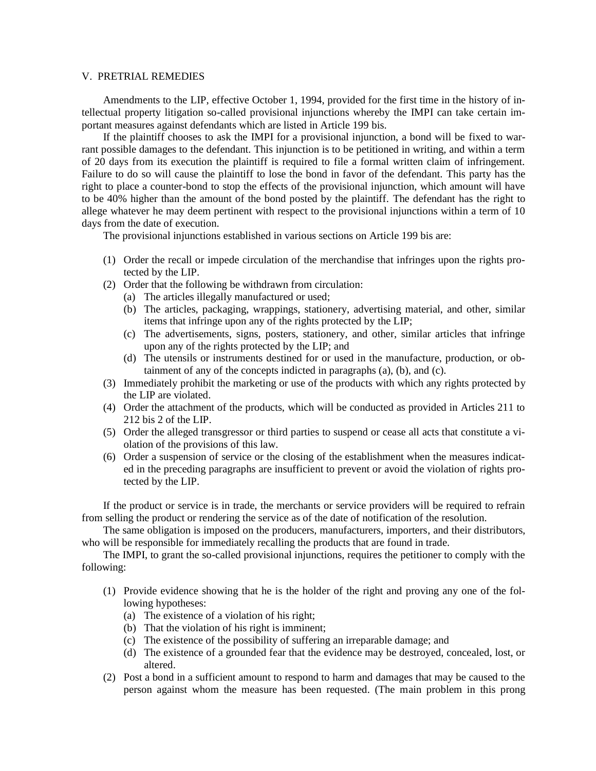## V. PRETRIAL REMEDIES

Amendments to the LIP, effective October 1, 1994, provided for the first time in the history of intellectual property litigation so-called provisional injunctions whereby the IMPI can take certain important measures against defendants which are listed in Article 199 bis.

If the plaintiff chooses to ask the IMPI for a provisional injunction, a bond will be fixed to warrant possible damages to the defendant. This injunction is to be petitioned in writing, and within a term of 20 days from its execution the plaintiff is required to file a formal written claim of infringement. Failure to do so will cause the plaintiff to lose the bond in favor of the defendant. This party has the right to place a counter-bond to stop the effects of the provisional injunction, which amount will have to be 40% higher than the amount of the bond posted by the plaintiff. The defendant has the right to allege whatever he may deem pertinent with respect to the provisional injunctions within a term of 10 days from the date of execution.

The provisional injunctions established in various sections on Article 199 bis are:

(1) Order the recall or impede circulation of the merchandise that infringes upon the rights protected by the LIP.
(2) Order that the following be withdrawn from circulation:
   (a) The articles illegally manufactured or used;
   (b) The articles, packaging, wrappings, stationery, advertising material, and other, similar items that infringe upon any of the rights protected by the LIP;
   (c) The advertisements, signs, posters, stationery, and other, similar articles that infringe upon any of the rights protected by the LIP; and
   (d) The utensils or instruments destined for or used in the manufacture, production, or obtainment of any of the concepts indicted in paragraphs (a), (b), and (c).
(3) Immediately prohibit the marketing or use of the products with which any rights protected by the LIP are violated.
(4) Order the attachment of the products, which will be conducted as provided in Articles 211 to 212 bis 2 of the LIP.
(5) Order the alleged transgressor or third parties to suspend or cease all acts that constitute a violation of the provisions of this law.
(6) Order a suspension of service or the closing of the establishment when the measures indicated in the preceding paragraphs are insufficient to prevent or avoid the violation of rights protected by the LIP.

If the product or service is in trade, the merchants or service providers will be required to refrain from selling the product or rendering the service as of the date of notification of the resolution.

The same obligation is imposed on the producers, manufacturers, importers, and their distributors, who will be responsible for immediately recalling the products that are found in trade.

The IMPI, to grant the so-called provisional injunctions, requires the petitioner to comply with the following:

(1) Provide evidence showing that he is the holder of the right and proving any one of the following hypotheses:
   (a) The existence of a violation of his right;
   (b) That the violation of his right is imminent;
   (c) The existence of the possibility of suffering an irreparable damage; and
   (d) The existence of a grounded fear that the evidence may be destroyed, concealed, lost, or altered.
(2) Post a bond in a sufficient amount to respond to harm and damages that may be caused to the person against whom the measure has been requested. (The main problem in this prong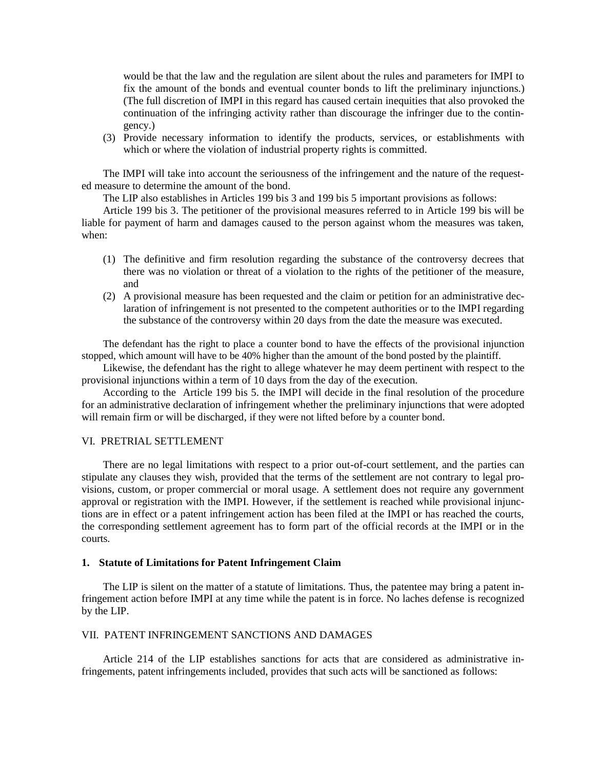would be that the law and the regulation are silent about the rules and parameters for IMPI to fix the amount of the bonds and eventual counter bonds to lift the preliminary injunctions.) (The full discretion of IMPI in this regard has caused certain inequities that also provoked the continuation of the infringing activity rather than discourage the infringer due to the contingency.)

(3) Provide necessary information to identify the products, services, or establishments with which or where the violation of industrial property rights is committed.

The IMPI will take into account the seriousness of the infringement and the nature of the requested measure to determine the amount of the bond.

The LIP also establishes in Articles 199 bis 3 and 199 bis 5 important provisions as follows:

Article 199 bis 3. The petitioner of the provisional measures referred to in Article 199 bis will be liable for payment of harm and damages caused to the person against whom the measures was taken, when:

(1) The definitive and firm resolution regarding the substance of the controversy decrees that there was no violation or threat of a violation to the rights of the petitioner of the measure, and
(2) A provisional measure has been requested and the claim or petition for an administrative declaration of infringement is not presented to the competent authorities or to the IMPI regarding the substance of the controversy within 20 days from the date the measure was executed.

The defendant has the right to place a counter bond to have the effects of the provisional injunction stopped, which amount will have to be 40% higher than the amount of the bond posted by the plaintiff.

Likewise, the defendant has the right to allege whatever he may deem pertinent with respect to the provisional injunctions within a term of 10 days from the day of the execution.

According to the Article 199 bis 5. the IMPI will decide in the final resolution of the procedure for an administrative declaration of infringement whether the preliminary injunctions that were adopted will remain firm or will be discharged, if they were not lifted before by a counter bond.

## VI. PRETRIAL SETTLEMENT

There are no legal limitations with respect to a prior out-of-court settlement, and the parties can stipulate any clauses they wish, provided that the terms of the settlement are not contrary to legal provisions, custom, or proper commercial or moral usage. A settlement does not require any government approval or registration with the IMPI. However, if the settlement is reached while provisional injunctions are in effect or a patent infringement action has been filed at the IMPI or has reached the courts, the corresponding settlement agreement has to form part of the official records at the IMPI or in the courts.

### 1. Statute of Limitations for Patent Infringement Claim

The LIP is silent on the matter of a statute of limitations. Thus, the patentee may bring a patent infringement action before IMPI at any time while the patent is in force. No laches defense is recognized by the LIP.

## VII. PATENT INFRINGEMENT SANCTIONS AND DAMAGES

Article 214 of the LIP establishes sanctions for acts that are considered as administrative infringements, patent infringements included, provides that such acts will be sanctioned as follows: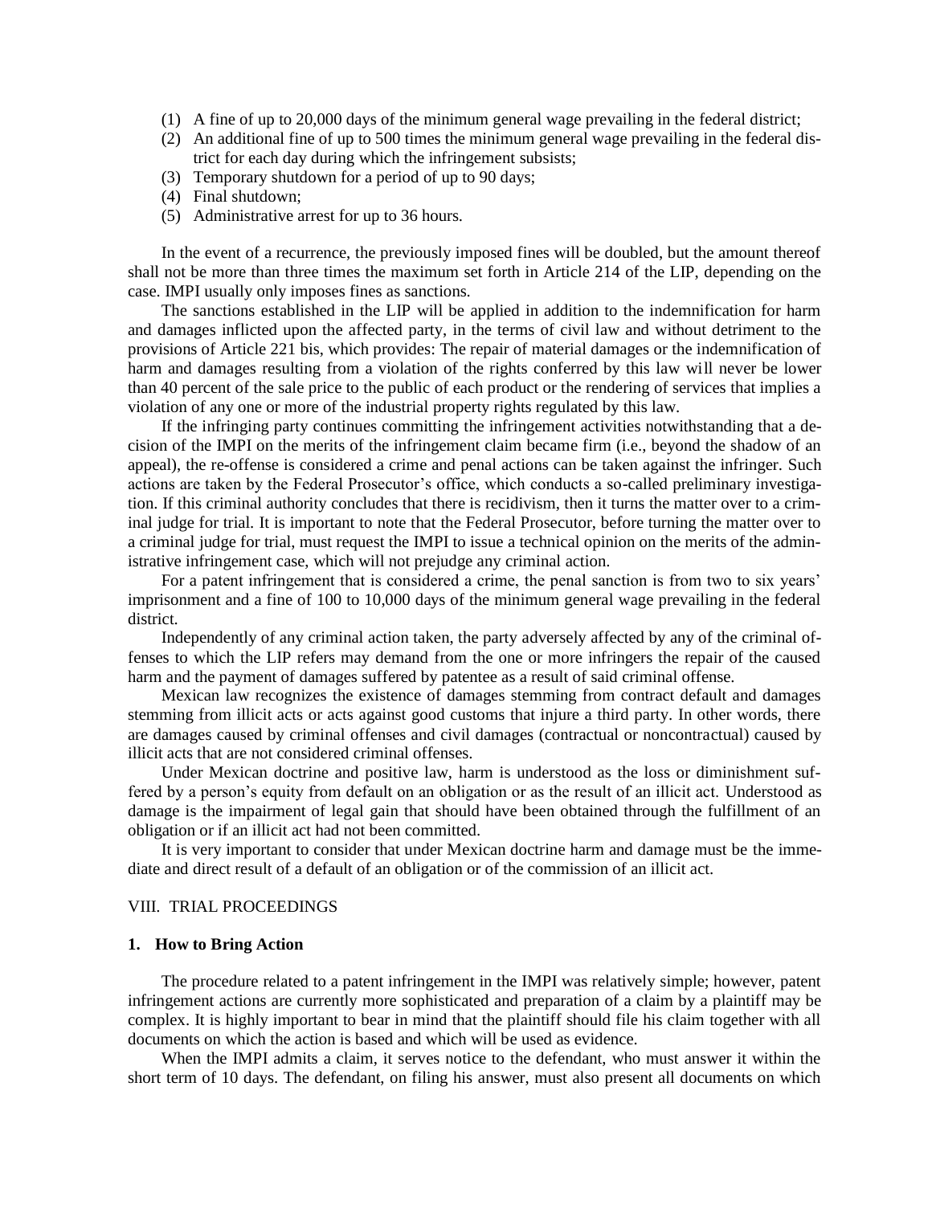(1) A fine of up to 20,000 days of the minimum general wage prevailing in the federal district;
(2) An additional fine of up to 500 times the minimum general wage prevailing in the federal district for each day during which the infringement subsists;
(3) Temporary shutdown for a period of up to 90 days;
(4) Final shutdown;
(5) Administrative arrest for up to 36 hours.

In the event of a recurrence, the previously imposed fines will be doubled, but the amount thereof shall not be more than three times the maximum set forth in Article 214 of the LIP, depending on the case. IMPI usually only imposes fines as sanctions.

The sanctions established in the LIP will be applied in addition to the indemnification for harm and damages inflicted upon the affected party, in the terms of civil law and without detriment to the provisions of Article 221 bis, which provides: The repair of material damages or the indemnification of harm and damages resulting from a violation of the rights conferred by this law will never be lower than 40 percent of the sale price to the public of each product or the rendering of services that implies a violation of any one or more of the industrial property rights regulated by this law.

If the infringing party continues committing the infringement activities notwithstanding that a decision of the IMPI on the merits of the infringement claim became firm (i.e., beyond the shadow of an appeal), the re-offense is considered a crime and penal actions can be taken against the infringer. Such actions are taken by the Federal Prosecutor's office, which conducts a so-called preliminary investigation. If this criminal authority concludes that there is recidivism, then it turns the matter over to a criminal judge for trial. It is important to note that the Federal Prosecutor, before turning the matter over to a criminal judge for trial, must request the IMPI to issue a technical opinion on the merits of the administrative infringement case, which will not prejudge any criminal action.

For a patent infringement that is considered a crime, the penal sanction is from two to six years' imprisonment and a fine of 100 to 10,000 days of the minimum general wage prevailing in the federal district.

Independently of any criminal action taken, the party adversely affected by any of the criminal offenses to which the LIP refers may demand from the one or more infringers the repair of the caused harm and the payment of damages suffered by patentee as a result of said criminal offense.

Mexican law recognizes the existence of damages stemming from contract default and damages stemming from illicit acts or acts against good customs that injure a third party. In other words, there are damages caused by criminal offenses and civil damages (contractual or noncontractual) caused by illicit acts that are not considered criminal offenses.

Under Mexican doctrine and positive law, harm is understood as the loss or diminishment suffered by a person's equity from default on an obligation or as the result of an illicit act. Understood as damage is the impairment of legal gain that should have been obtained through the fulfillment of an obligation or if an illicit act had not been committed.

It is very important to consider that under Mexican doctrine harm and damage must be the immediate and direct result of a default of an obligation or of the commission of an illicit act.

## VIII. TRIAL PROCEEDINGS

### 1. How to Bring Action

The procedure related to a patent infringement in the IMPI was relatively simple; however, patent infringement actions are currently more sophisticated and preparation of a claim by a plaintiff may be complex. It is highly important to bear in mind that the plaintiff should file his claim together with all documents on which the action is based and which will be used as evidence.

When the IMPI admits a claim, it serves notice to the defendant, who must answer it within the short term of 10 days. The defendant, on filing his answer, must also present all documents on which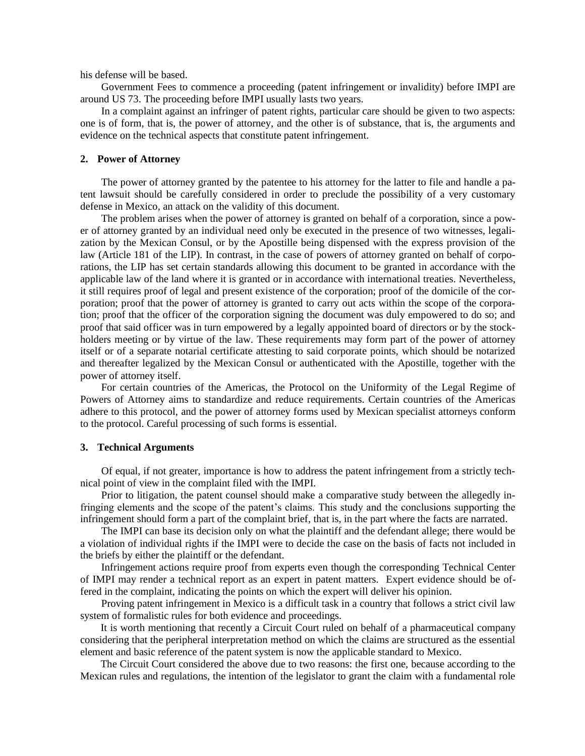his defense will be based.

Government Fees to commence a proceeding (patent infringement or invalidity) before IMPI are around US 73. The proceeding before IMPI usually lasts two years.

In a complaint against an infringer of patent rights, particular care should be given to two aspects: one is of form, that is, the power of attorney, and the other is of substance, that is, the arguments and evidence on the technical aspects that constitute patent infringement.

### 2. Power of Attorney

The power of attorney granted by the patentee to his attorney for the latter to file and handle a patent lawsuit should be carefully considered in order to preclude the possibility of a very customary defense in Mexico, an attack on the validity of this document.

The problem arises when the power of attorney is granted on behalf of a corporation, since a power of attorney granted by an individual need only be executed in the presence of two witnesses, legalization by the Mexican Consul, or by the Apostille being dispensed with the express provision of the law (Article 181 of the LIP). In contrast, in the case of powers of attorney granted on behalf of corporations, the LIP has set certain standards allowing this document to be granted in accordance with the applicable law of the land where it is granted or in accordance with international treaties. Nevertheless, it still requires proof of legal and present existence of the corporation; proof of the domicile of the corporation; proof that the power of attorney is granted to carry out acts within the scope of the corporation; proof that the officer of the corporation signing the document was duly empowered to do so; and proof that said officer was in turn empowered by a legally appointed board of directors or by the stockholders meeting or by virtue of the law. These requirements may form part of the power of attorney itself or of a separate notarial certificate attesting to said corporate points, which should be notarized and thereafter legalized by the Mexican Consul or authenticated with the Apostille, together with the power of attorney itself.

For certain countries of the Americas, the Protocol on the Uniformity of the Legal Regime of Powers of Attorney aims to standardize and reduce requirements. Certain countries of the Americas adhere to this protocol, and the power of attorney forms used by Mexican specialist attorneys conform to the protocol. Careful processing of such forms is essential.

### 3. Technical Arguments

Of equal, if not greater, importance is how to address the patent infringement from a strictly technical point of view in the complaint filed with the IMPI.

Prior to litigation, the patent counsel should make a comparative study between the allegedly infringing elements and the scope of the patent's claims. This study and the conclusions supporting the infringement should form a part of the complaint brief, that is, in the part where the facts are narrated.

The IMPI can base its decision only on what the plaintiff and the defendant allege; there would be a violation of individual rights if the IMPI were to decide the case on the basis of facts not included in the briefs by either the plaintiff or the defendant.

Infringement actions require proof from experts even though the corresponding Technical Center of IMPI may render a technical report as an expert in patent matters. Expert evidence should be offered in the complaint, indicating the points on which the expert will deliver his opinion.

Proving patent infringement in Mexico is a difficult task in a country that follows a strict civil law system of formalistic rules for both evidence and proceedings.

It is worth mentioning that recently a Circuit Court ruled on behalf of a pharmaceutical company considering that the peripheral interpretation method on which the claims are structured as the essential element and basic reference of the patent system is now the applicable standard to Mexico.

The Circuit Court considered the above due to two reasons: the first one, because according to the Mexican rules and regulations, the intention of the legislator to grant the claim with a fundamental role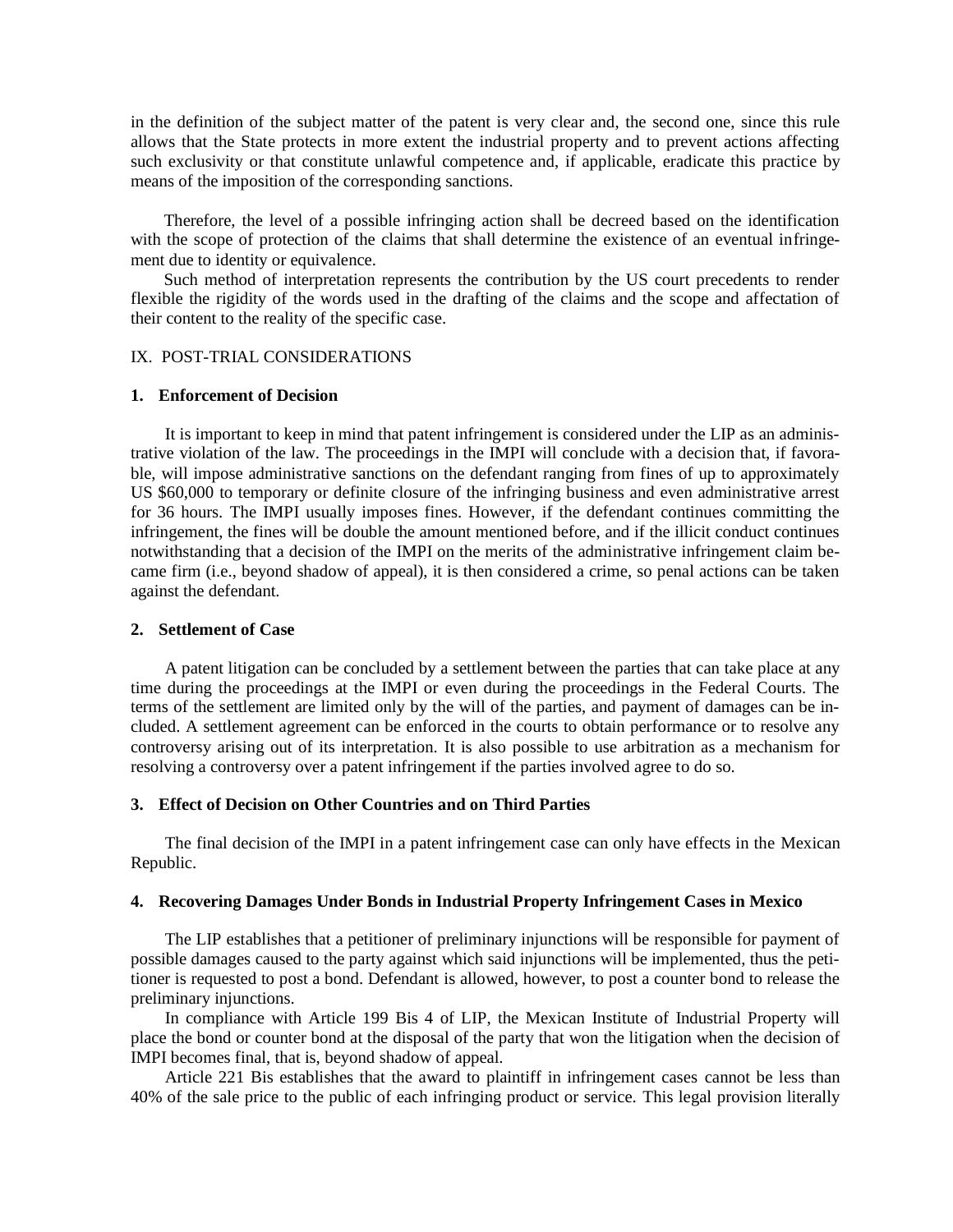in the definition of the subject matter of the patent is very clear and, the second one, since this rule allows that the State protects in more extent the industrial property and to prevent actions affecting such exclusivity or that constitute unlawful competence and, if applicable, eradicate this practice by means of the imposition of the corresponding sanctions.

Therefore, the level of a possible infringing action shall be decreed based on the identification with the scope of protection of the claims that shall determine the existence of an eventual infringement due to identity or equivalence.

Such method of interpretation represents the contribution by the US court precedents to render flexible the rigidity of the words used in the drafting of the claims and the scope and affectation of their content to the reality of the specific case.

## IX. POST-TRIAL CONSIDERATIONS

### 1. Enforcement of Decision

It is important to keep in mind that patent infringement is considered under the LIP as an administrative violation of the law. The proceedings in the IMPI will conclude with a decision that, if favorable, will impose administrative sanctions on the defendant ranging from fines of up to approximately US $60,000 to temporary or definite closure of the infringing business and even administrative arrest for 36 hours. The IMPI usually imposes fines. However, if the defendant continues committing the infringement, the fines will be double the amount mentioned before, and if the illicit conduct continues notwithstanding that a decision of the IMPI on the merits of the administrative infringement claim became firm (i.e., beyond shadow of appeal), it is then considered a crime, so penal actions can be taken against the defendant.

### 2. Settlement of Case

A patent litigation can be concluded by a settlement between the parties that can take place at any time during the proceedings at the IMPI or even during the proceedings in the Federal Courts. The terms of the settlement are limited only by the will of the parties, and payment of damages can be included. A settlement agreement can be enforced in the courts to obtain performance or to resolve any controversy arising out of its interpretation. It is also possible to use arbitration as a mechanism for resolving a controversy over a patent infringement if the parties involved agree to do so.

### 3. Effect of Decision on Other Countries and on Third Parties

The final decision of the IMPI in a patent infringement case can only have effects in the Mexican Republic.

### 4. Recovering Damages Under Bonds in Industrial Property Infringement Cases in Mexico

The LIP establishes that a petitioner of preliminary injunctions will be responsible for payment of possible damages caused to the party against which said injunctions will be implemented, thus the petitioner is requested to post a bond. Defendant is allowed, however, to post a counter bond to release the preliminary injunctions.

In compliance with Article 199 Bis 4 of LIP, the Mexican Institute of Industrial Property will place the bond or counter bond at the disposal of the party that won the litigation when the decision of IMPI becomes final, that is, beyond shadow of appeal.

Article 221 Bis establishes that the award to plaintiff in infringement cases cannot be less than 40% of the sale price to the public of each infringing product or service. This legal provision literally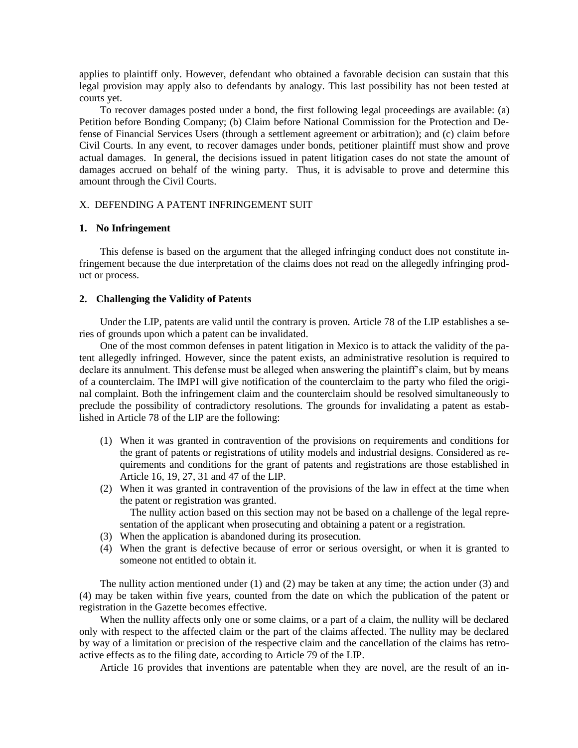applies to plaintiff only. However, defendant who obtained a favorable decision can sustain that this legal provision may apply also to defendants by analogy. This last possibility has not been tested at courts yet.

To recover damages posted under a bond, the first following legal proceedings are available: (a) Petition before Bonding Company; (b) Claim before National Commission for the Protection and Defense of Financial Services Users (through a settlement agreement or arbitration); and (c) claim before Civil Courts. In any event, to recover damages under bonds, petitioner plaintiff must show and prove actual damages. In general, the decisions issued in patent litigation cases do not state the amount of damages accrued on behalf of the wining party. Thus, it is advisable to prove and determine this amount through the Civil Courts.

## X. DEFENDING A PATENT INFRINGEMENT SUIT

### 1. No Infringement

This defense is based on the argument that the alleged infringing conduct does not constitute infringement because the due interpretation of the claims does not read on the allegedly infringing product or process.

### 2. Challenging the Validity of Patents

Under the LIP, patents are valid until the contrary is proven. Article 78 of the LIP establishes a series of grounds upon which a patent can be invalidated.

One of the most common defenses in patent litigation in Mexico is to attack the validity of the patent allegedly infringed. However, since the patent exists, an administrative resolution is required to declare its annulment. This defense must be alleged when answering the plaintiff's claim, but by means of a counterclaim. The IMPI will give notification of the counterclaim to the party who filed the original complaint. Both the infringement claim and the counterclaim should be resolved simultaneously to preclude the possibility of contradictory resolutions. The grounds for invalidating a patent as established in Article 78 of the LIP are the following:

(1) When it was granted in contravention of the provisions on requirements and conditions for the grant of patents or registrations of utility models and industrial designs. Considered as requirements and conditions for the grant of patents and registrations are those established in Article 16, 19, 27, 31 and 47 of the LIP.
(2) When it was granted in contravention of the provisions of the law in effect at the time when the patent or registration was granted.
    The nullity action based on this section may not be based on a challenge of the legal representation of the applicant when prosecuting and obtaining a patent or a registration.
(3) When the application is abandoned during its prosecution.
(4) When the grant is defective because of error or serious oversight, or when it is granted to someone not entitled to obtain it.

The nullity action mentioned under (1) and (2) may be taken at any time; the action under (3) and (4) may be taken within five years, counted from the date on which the publication of the patent or registration in the Gazette becomes effective.

When the nullity affects only one or some claims, or a part of a claim, the nullity will be declared only with respect to the affected claim or the part of the claims affected. The nullity may be declared by way of a limitation or precision of the respective claim and the cancellation of the claims has retroactive effects as to the filing date, according to Article 79 of the LIP.

Article 16 provides that inventions are patentable when they are novel, are the result of an in-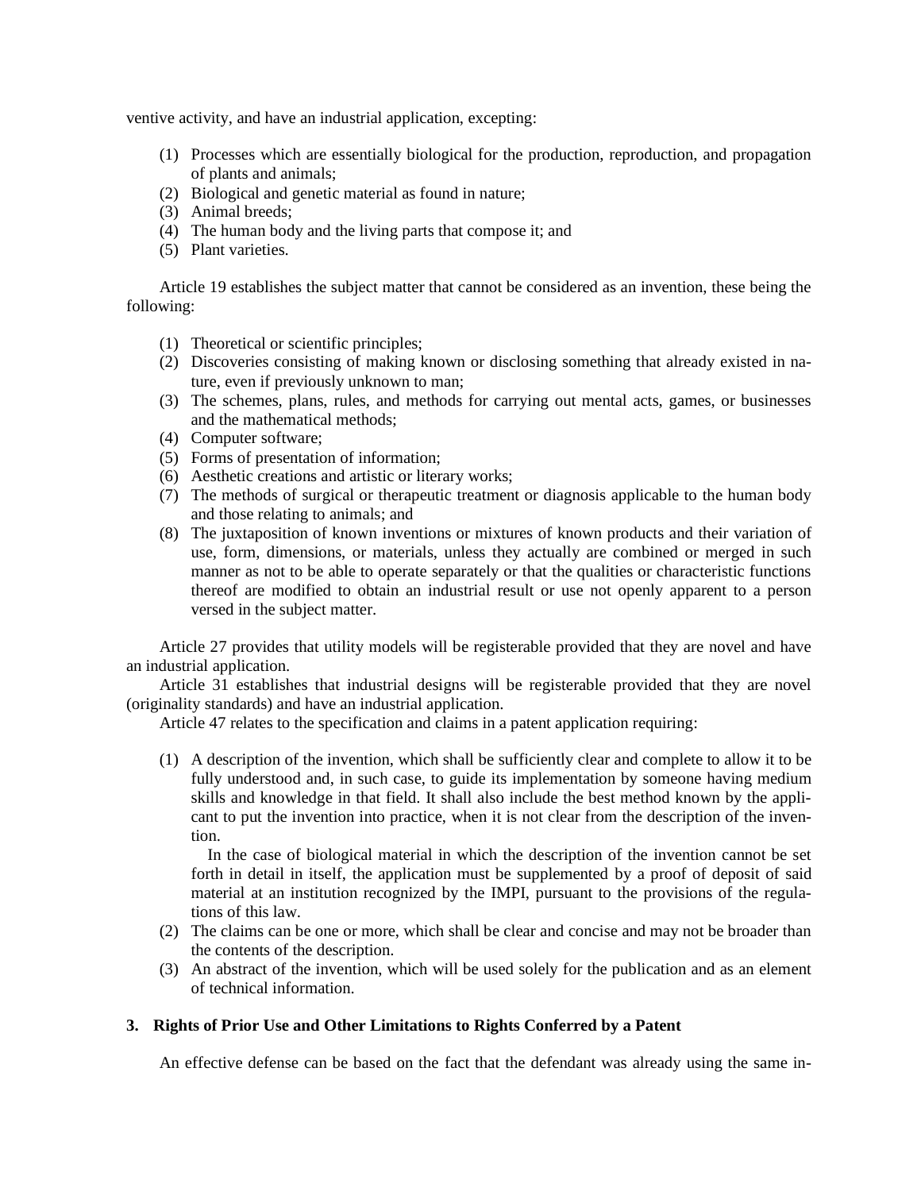ventive activity, and have an industrial application, excepting:

1. (1) Processes which are essentially biological for the production, reproduction, and propagation of plants and animals;
2. (2) Biological and genetic material as found in nature;
3. (3) Animal breeds;
4. (4) The human body and the living parts that compose it; and
5. (5) Plant varieties.

Article 19 establishes the subject matter that cannot be considered as an invention, these being the following:

1. (1) Theoretical or scientific principles;
2. (2) Discoveries consisting of making known or disclosing something that already existed in nature, even if previously unknown to man;
3. (3) The schemes, plans, rules, and methods for carrying out mental acts, games, or businesses and the mathematical methods;
4. (4) Computer software;
5. (5) Forms of presentation of information;
6. (6) Aesthetic creations and artistic or literary works;
7. (7) The methods of surgical or therapeutic treatment or diagnosis applicable to the human body and those relating to animals; and
8. (8) The juxtaposition of known inventions or mixtures of known products and their variation of use, form, dimensions, or materials, unless they actually are combined or merged in such manner as not to be able to operate separately or that the qualities or characteristic functions thereof are modified to obtain an industrial result or use not openly apparent to a person versed in the subject matter.

Article 27 provides that utility models will be registerable provided that they are novel and have an industrial application.

Article 31 establishes that industrial designs will be registerable provided that they are novel (originality standards) and have an industrial application.

Article 47 relates to the specification and claims in a patent application requiring:

1. (1) A description of the invention, which shall be sufficiently clear and complete to allow it to be fully understood and, in such case, to guide its implementation by someone having medium skills and knowledge in that field. It shall also include the best method known by the applicant to put the invention into practice, when it is not clear from the description of the invention.

   In the case of biological material in which the description of the invention cannot be set forth in detail in itself, the application must be supplemented by a proof of deposit of said material at an institution recognized by the IMPI, pursuant to the provisions of the regulations of this law.
2. (2) The claims can be one or more, which shall be clear and concise and may not be broader than the contents of the description.
3. (3) An abstract of the invention, which will be used solely for the publication and as an element of technical information.

### 3. Rights of Prior Use and Other Limitations to Rights Conferred by a Patent

An effective defense can be based on the fact that the defendant was already using the same in-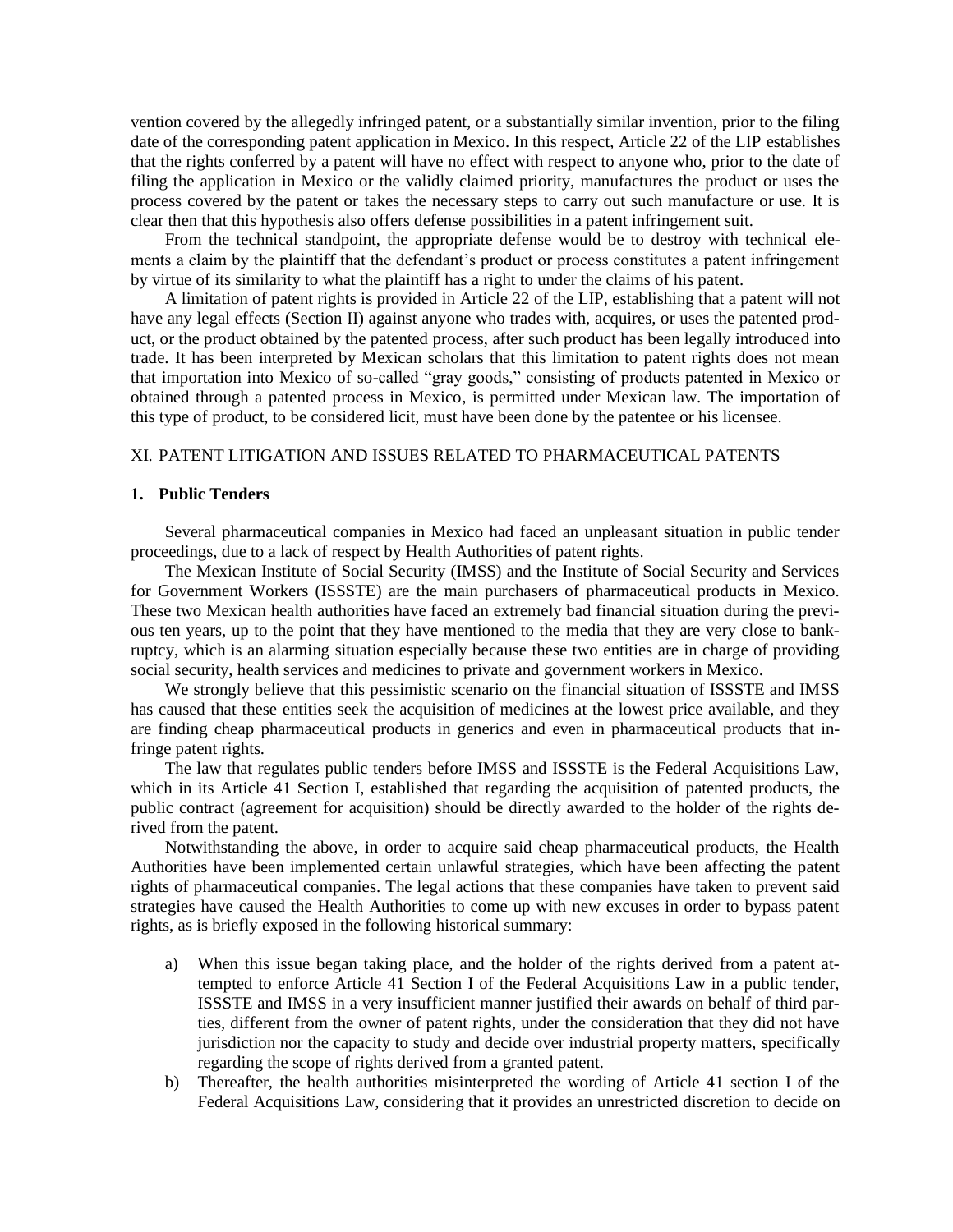vention covered by the allegedly infringed patent, or a substantially similar invention, prior to the filing date of the corresponding patent application in Mexico. In this respect, Article 22 of the LIP establishes that the rights conferred by a patent will have no effect with respect to anyone who, prior to the date of filing the application in Mexico or the validly claimed priority, manufactures the product or uses the process covered by the patent or takes the necessary steps to carry out such manufacture or use. It is clear then that this hypothesis also offers defense possibilities in a patent infringement suit.

From the technical standpoint, the appropriate defense would be to destroy with technical elements a claim by the plaintiff that the defendant's product or process constitutes a patent infringement by virtue of its similarity to what the plaintiff has a right to under the claims of his patent.

A limitation of patent rights is provided in Article 22 of the LIP, establishing that a patent will not have any legal effects (Section II) against anyone who trades with, acquires, or uses the patented product, or the product obtained by the patented process, after such product has been legally introduced into trade. It has been interpreted by Mexican scholars that this limitation to patent rights does not mean that importation into Mexico of so-called "gray goods," consisting of products patented in Mexico or obtained through a patented process in Mexico, is permitted under Mexican law. The importation of this type of product, to be considered licit, must have been done by the patentee or his licensee.

## XI. PATENT LITIGATION AND ISSUES RELATED TO PHARMACEUTICAL PATENTS

### 1. Public Tenders

Several pharmaceutical companies in Mexico had faced an unpleasant situation in public tender proceedings, due to a lack of respect by Health Authorities of patent rights.

The Mexican Institute of Social Security (IMSS) and the Institute of Social Security and Services for Government Workers (ISSSTE) are the main purchasers of pharmaceutical products in Mexico. These two Mexican health authorities have faced an extremely bad financial situation during the previous ten years, up to the point that they have mentioned to the media that they are very close to bankruptcy, which is an alarming situation especially because these two entities are in charge of providing social security, health services and medicines to private and government workers in Mexico.

We strongly believe that this pessimistic scenario on the financial situation of ISSSTE and IMSS has caused that these entities seek the acquisition of medicines at the lowest price available, and they are finding cheap pharmaceutical products in generics and even in pharmaceutical products that infringe patent rights.

The law that regulates public tenders before IMSS and ISSSTE is the Federal Acquisitions Law, which in its Article 41 Section I, established that regarding the acquisition of patented products, the public contract (agreement for acquisition) should be directly awarded to the holder of the rights derived from the patent.

Notwithstanding the above, in order to acquire said cheap pharmaceutical products, the Health Authorities have been implemented certain unlawful strategies, which have been affecting the patent rights of pharmaceutical companies. The legal actions that these companies have taken to prevent said strategies have caused the Health Authorities to come up with new excuses in order to bypass patent rights, as is briefly exposed in the following historical summary:

a) When this issue began taking place, and the holder of the rights derived from a patent attempted to enforce Article 41 Section I of the Federal Acquisitions Law in a public tender, ISSSTE and IMSS in a very insufficient manner justified their awards on behalf of third parties, different from the owner of patent rights, under the consideration that they did not have jurisdiction nor the capacity to study and decide over industrial property matters, specifically regarding the scope of rights derived from a granted patent.

b) Thereafter, the health authorities misinterpreted the wording of Article 41 section I of the Federal Acquisitions Law, considering that it provides an unrestricted discretion to decide on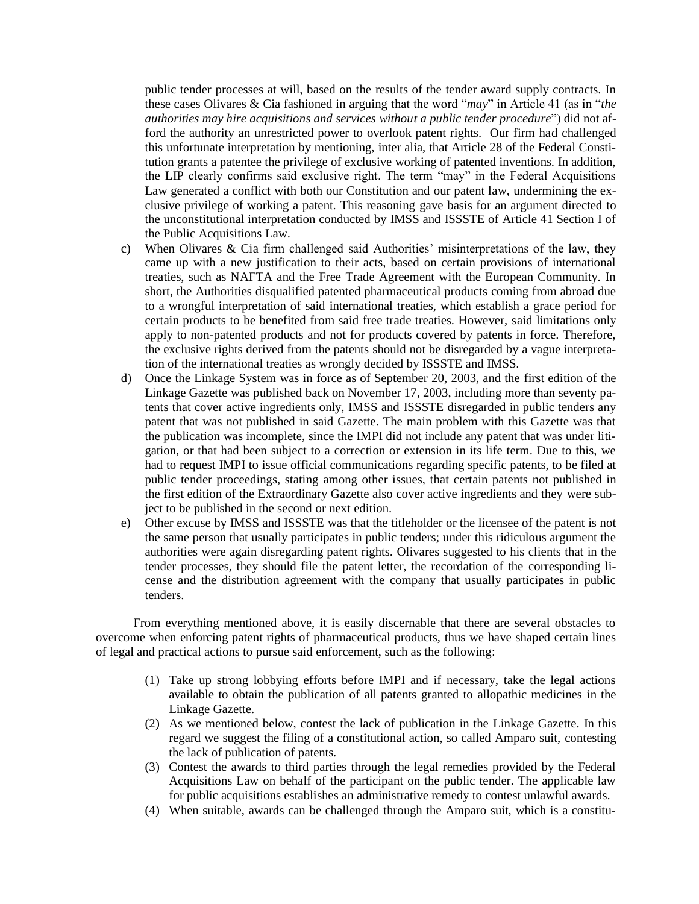public tender processes at will, based on the results of the tender award supply contracts. In these cases Olivares & Cia fashioned in arguing that the word "*may*" in Article 41 (as in "*the authorities may hire acquisitions and services without a public tender procedure*") did not afford the authority an unrestricted power to overlook patent rights. Our firm had challenged this unfortunate interpretation by mentioning, inter alia, that Article 28 of the Federal Constitution grants a patentee the privilege of exclusive working of patented inventions. In addition, the LIP clearly confirms said exclusive right. The term "may" in the Federal Acquisitions Law generated a conflict with both our Constitution and our patent law, undermining the exclusive privilege of working a patent. This reasoning gave basis for an argument directed to the unconstitutional interpretation conducted by IMSS and ISSSTE of Article 41 Section I of the Public Acquisitions Law.

c) When Olivares & Cia firm challenged said Authorities' misinterpretations of the law, they came up with a new justification to their acts, based on certain provisions of international treaties, such as NAFTA and the Free Trade Agreement with the European Community. In short, the Authorities disqualified patented pharmaceutical products coming from abroad due to a wrongful interpretation of said international treaties, which establish a grace period for certain products to be benefited from said free trade treaties. However, said limitations only apply to non-patented products and not for products covered by patents in force. Therefore, the exclusive rights derived from the patents should not be disregarded by a vague interpretation of the international treaties as wrongly decided by ISSSTE and IMSS.

d) Once the Linkage System was in force as of September 20, 2003, and the first edition of the Linkage Gazette was published back on November 17, 2003, including more than seventy patents that cover active ingredients only, IMSS and ISSSTE disregarded in public tenders any patent that was not published in said Gazette. The main problem with this Gazette was that the publication was incomplete, since the IMPI did not include any patent that was under litigation, or that had been subject to a correction or extension in its life term. Due to this, we had to request IMPI to issue official communications regarding specific patents, to be filed at public tender proceedings, stating among other issues, that certain patents not published in the first edition of the Extraordinary Gazette also cover active ingredients and they were subject to be published in the second or next edition.

e) Other excuse by IMSS and ISSSTE was that the titleholder or the licensee of the patent is not the same person that usually participates in public tenders; under this ridiculous argument the authorities were again disregarding patent rights. Olivares suggested to his clients that in the tender processes, they should file the patent letter, the recordation of the corresponding license and the distribution agreement with the company that usually participates in public tenders.

From everything mentioned above, it is easily discernable that there are several obstacles to overcome when enforcing patent rights of pharmaceutical products, thus we have shaped certain lines of legal and practical actions to pursue said enforcement, such as the following:

(1) Take up strong lobbying efforts before IMPI and if necessary, take the legal actions available to obtain the publication of all patents granted to allopathic medicines in the Linkage Gazette.

(2) As we mentioned below, contest the lack of publication in the Linkage Gazette. In this regard we suggest the filing of a constitutional action, so called Amparo suit, contesting the lack of publication of patents.

(3) Contest the awards to third parties through the legal remedies provided by the Federal Acquisitions Law on behalf of the participant on the public tender. The applicable law for public acquisitions establishes an administrative remedy to contest unlawful awards.

(4) When suitable, awards can be challenged through the Amparo suit, which is a constitu-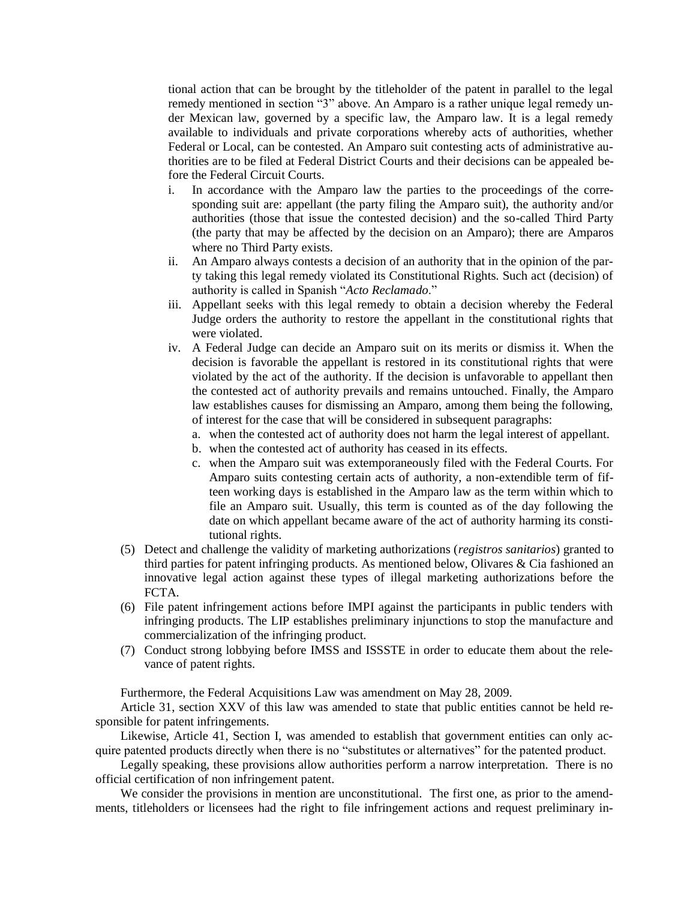tional action that can be brought by the titleholder of the patent in parallel to the legal remedy mentioned in section "3" above. An Amparo is a rather unique legal remedy under Mexican law, governed by a specific law, the Amparo law. It is a legal remedy available to individuals and private corporations whereby acts of authorities, whether Federal or Local, can be contested. An Amparo suit contesting acts of administrative authorities are to be filed at Federal District Courts and their decisions can be appealed before the Federal Circuit Courts.

i. In accordance with the Amparo law the parties to the proceedings of the corresponding suit are: appellant (the party filing the Amparo suit), the authority and/or authorities (those that issue the contested decision) and the so-called Third Party (the party that may be affected by the decision on an Amparo); there are Amparos where no Third Party exists.
ii. An Amparo always contests a decision of an authority that in the opinion of the party taking this legal remedy violated its Constitutional Rights. Such act (decision) of authority is called in Spanish "*Acto Reclamado*."
iii. Appellant seeks with this legal remedy to obtain a decision whereby the Federal Judge orders the authority to restore the appellant in the constitutional rights that were violated.
iv. A Federal Judge can decide an Amparo suit on its merits or dismiss it. When the decision is favorable the appellant is restored in its constitutional rights that were violated by the act of the authority. If the decision is unfavorable to appellant then the contested act of authority prevails and remains untouched. Finally, the Amparo law establishes causes for dismissing an Amparo, among them being the following, of interest for the case that will be considered in subsequent paragraphs:
   a. when the contested act of authority does not harm the legal interest of appellant.
   b. when the contested act of authority has ceased in its effects.
   c. when the Amparo suit was extemporaneously filed with the Federal Courts. For Amparo suits contesting certain acts of authority, a non-extendible term of fifteen working days is established in the Amparo law as the term within which to file an Amparo suit. Usually, this term is counted as of the day following the date on which appellant became aware of the act of authority harming its constitutional rights.

(5) Detect and challenge the validity of marketing authorizations (*registros sanitarios*) granted to third parties for patent infringing products. As mentioned below, Olivares & Cia fashioned an innovative legal action against these types of illegal marketing authorizations before the FCTA.

(6) File patent infringement actions before IMPI against the participants in public tenders with infringing products. The LIP establishes preliminary injunctions to stop the manufacture and commercialization of the infringing product.

(7) Conduct strong lobbying before IMSS and ISSSTE in order to educate them about the relevance of patent rights.

Furthermore, the Federal Acquisitions Law was amendment on May 28, 2009.

Article 31, section XXV of this law was amended to state that public entities cannot be held responsible for patent infringements.

Likewise, Article 41, Section I, was amended to establish that government entities can only acquire patented products directly when there is no "substitutes or alternatives" for the patented product.

Legally speaking, these provisions allow authorities perform a narrow interpretation. There is no official certification of non infringement patent.

We consider the provisions in mention are unconstitutional. The first one, as prior to the amendments, titleholders or licensees had the right to file infringement actions and request preliminary in-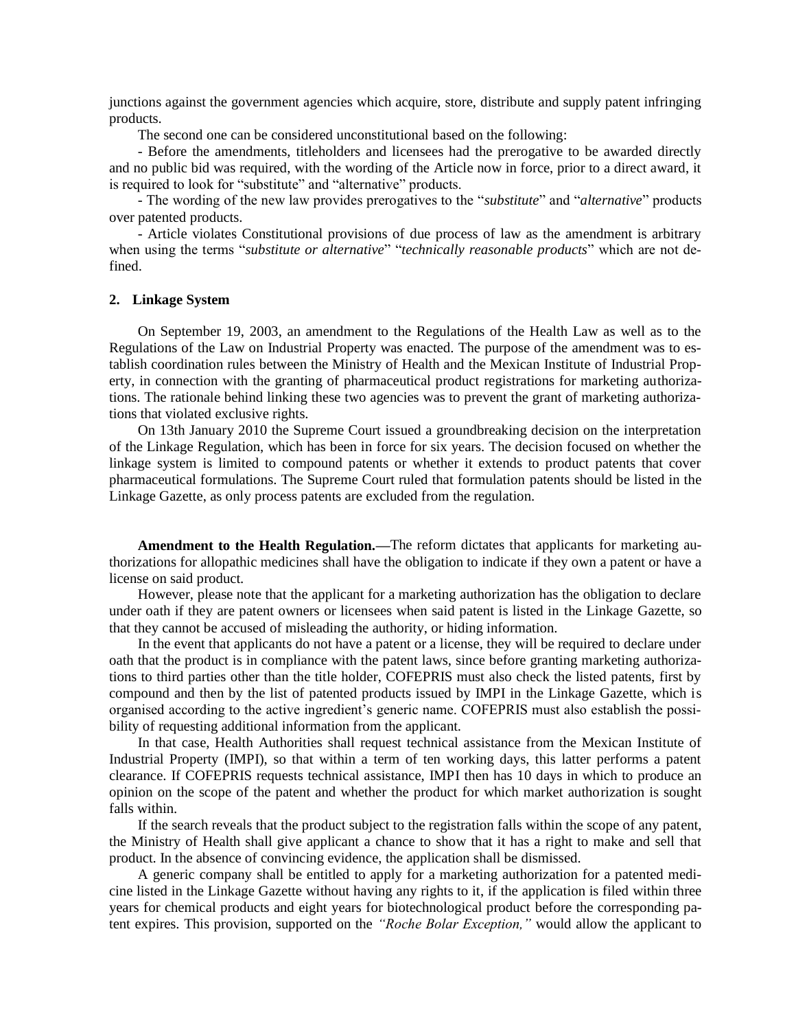junctions against the government agencies which acquire, store, distribute and supply patent infringing products.

The second one can be considered unconstitutional based on the following:

- Before the amendments, titleholders and licensees had the prerogative to be awarded directly and no public bid was required, with the wording of the Article now in force, prior to a direct award, it is required to look for "substitute" and "alternative" products.
- The wording of the new law provides prerogatives to the "*substitute*" and "*alternative*" products over patented products.
- Article violates Constitutional provisions of due process of law as the amendment is arbitrary when using the terms "*substitute or alternative*" "*technically reasonable products*" which are not defined.

## 2. Linkage System

On September 19, 2003, an amendment to the Regulations of the Health Law as well as to the Regulations of the Law on Industrial Property was enacted. The purpose of the amendment was to establish coordination rules between the Ministry of Health and the Mexican Institute of Industrial Property, in connection with the granting of pharmaceutical product registrations for marketing authorizations. The rationale behind linking these two agencies was to prevent the grant of marketing authorizations that violated exclusive rights.

On 13th January 2010 the Supreme Court issued a groundbreaking decision on the interpretation of the Linkage Regulation, which has been in force for six years. The decision focused on whether the linkage system is limited to compound patents or whether it extends to product patents that cover pharmaceutical formulations. The Supreme Court ruled that formulation patents should be listed in the Linkage Gazette, as only process patents are excluded from the regulation.

**Amendment to the Health Regulation.—**The reform dictates that applicants for marketing authorizations for allopathic medicines shall have the obligation to indicate if they own a patent or have a license on said product.

However, please note that the applicant for a marketing authorization has the obligation to declare under oath if they are patent owners or licensees when said patent is listed in the Linkage Gazette, so that they cannot be accused of misleading the authority, or hiding information.

In the event that applicants do not have a patent or a license, they will be required to declare under oath that the product is in compliance with the patent laws, since before granting marketing authorizations to third parties other than the title holder, COFEPRIS must also check the listed patents, first by compound and then by the list of patented products issued by IMPI in the Linkage Gazette, which is organised according to the active ingredient's generic name. COFEPRIS must also establish the possibility of requesting additional information from the applicant.

In that case, Health Authorities shall request technical assistance from the Mexican Institute of Industrial Property (IMPI), so that within a term of ten working days, this latter performs a patent clearance. If COFEPRIS requests technical assistance, IMPI then has 10 days in which to produce an opinion on the scope of the patent and whether the product for which market authorization is sought falls within.

If the search reveals that the product subject to the registration falls within the scope of any patent, the Ministry of Health shall give applicant a chance to show that it has a right to make and sell that product. In the absence of convincing evidence, the application shall be dismissed.

A generic company shall be entitled to apply for a marketing authorization for a patented medicine listed in the Linkage Gazette without having any rights to it, if the application is filed within three years for chemical products and eight years for biotechnological product before the corresponding patent expires. This provision, supported on the *"Roche Bolar Exception,"* would allow the applicant to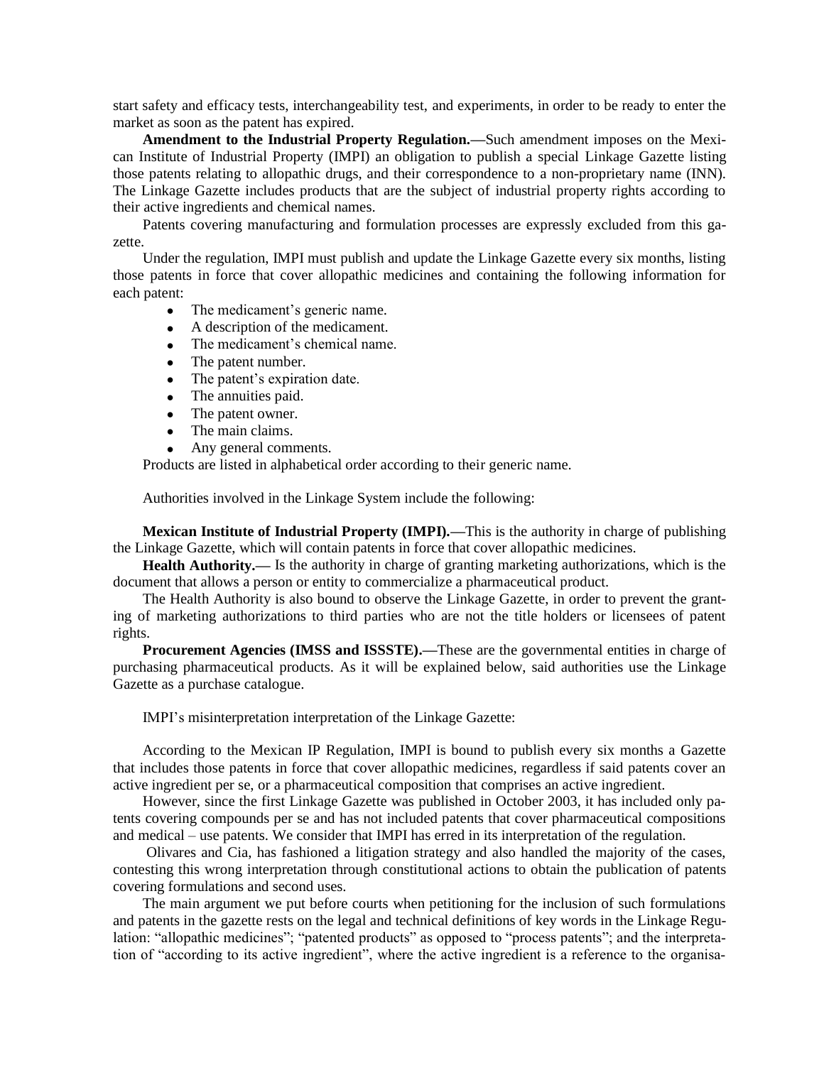start safety and efficacy tests, interchangeability test, and experiments, in order to be ready to enter the market as soon as the patent has expired.

**Amendment to the Industrial Property Regulation.—**Such amendment imposes on the Mexican Institute of Industrial Property (IMPI) an obligation to publish a special Linkage Gazette listing those patents relating to allopathic drugs, and their correspondence to a non-proprietary name (INN). The Linkage Gazette includes products that are the subject of industrial property rights according to their active ingredients and chemical names.

Patents covering manufacturing and formulation processes are expressly excluded from this gazette.

Under the regulation, IMPI must publish and update the Linkage Gazette every six months, listing those patents in force that cover allopathic medicines and containing the following information for each patent:

- The medicament's generic name.
- A description of the medicament.
- The medicament's chemical name.
- The patent number.
- The patent's expiration date.
- The annuities paid.
- The patent owner.
- The main claims.
- Any general comments.

Products are listed in alphabetical order according to their generic name.

Authorities involved in the Linkage System include the following:

**Mexican Institute of Industrial Property (IMPI).—**This is the authority in charge of publishing the Linkage Gazette, which will contain patents in force that cover allopathic medicines.

**Health Authority.—** Is the authority in charge of granting marketing authorizations, which is the document that allows a person or entity to commercialize a pharmaceutical product.

The Health Authority is also bound to observe the Linkage Gazette, in order to prevent the granting of marketing authorizations to third parties who are not the title holders or licensees of patent rights.

**Procurement Agencies (IMSS and ISSSTE).—**These are the governmental entities in charge of purchasing pharmaceutical products. As it will be explained below, said authorities use the Linkage Gazette as a purchase catalogue.

IMPI's misinterpretation interpretation of the Linkage Gazette:

According to the Mexican IP Regulation, IMPI is bound to publish every six months a Gazette that includes those patents in force that cover allopathic medicines, regardless if said patents cover an active ingredient per se, or a pharmaceutical composition that comprises an active ingredient.

However, since the first Linkage Gazette was published in October 2003, it has included only patents covering compounds per se and has not included patents that cover pharmaceutical compositions and medical – use patents. We consider that IMPI has erred in its interpretation of the regulation.

Olivares and Cia, has fashioned a litigation strategy and also handled the majority of the cases, contesting this wrong interpretation through constitutional actions to obtain the publication of patents covering formulations and second uses.

The main argument we put before courts when petitioning for the inclusion of such formulations and patents in the gazette rests on the legal and technical definitions of key words in the Linkage Regulation: "allopathic medicines"; "patented products" as opposed to "process patents"; and the interpretation of "according to its active ingredient", where the active ingredient is a reference to the organisa-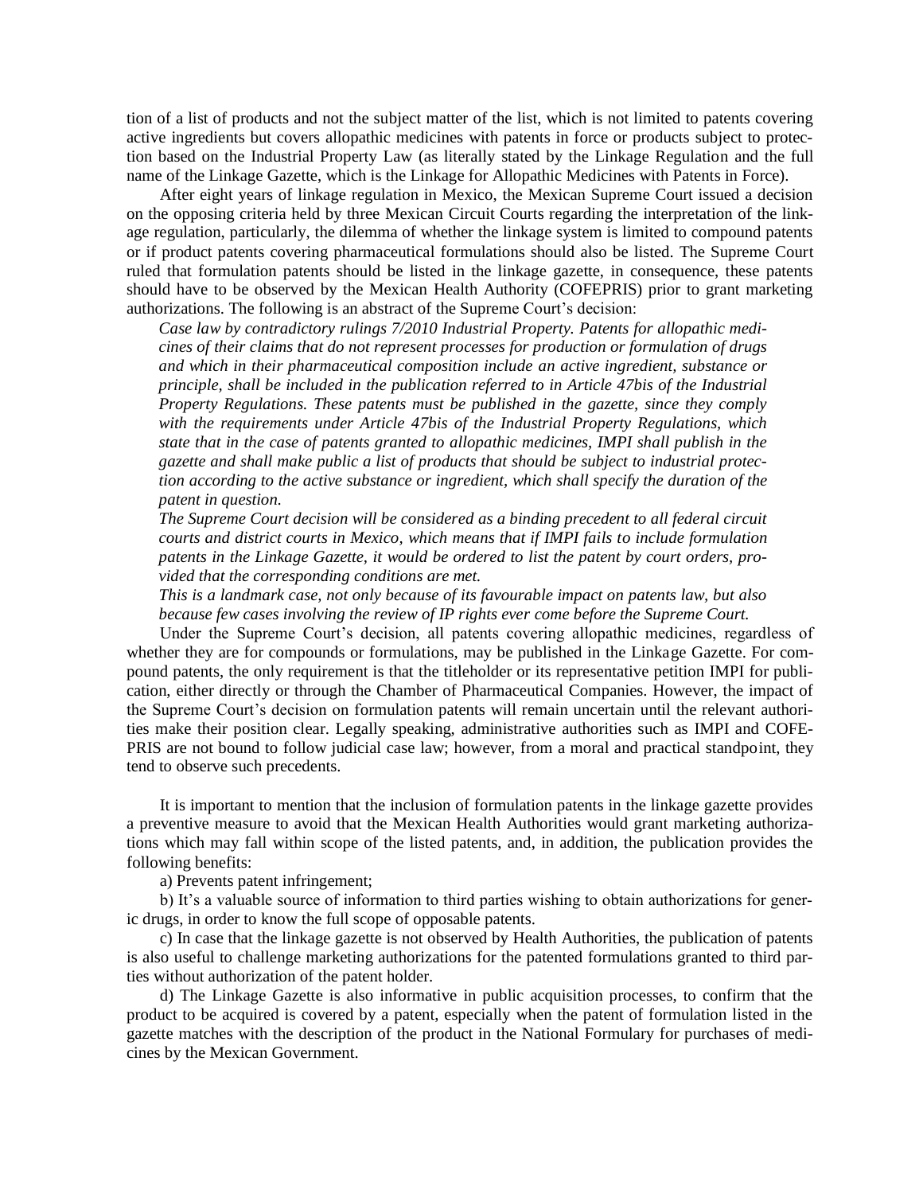tion of a list of products and not the subject matter of the list, which is not limited to patents covering active ingredients but covers allopathic medicines with patents in force or products subject to protection based on the Industrial Property Law (as literally stated by the Linkage Regulation and the full name of the Linkage Gazette, which is the Linkage for Allopathic Medicines with Patents in Force).

After eight years of linkage regulation in Mexico, the Mexican Supreme Court issued a decision on the opposing criteria held by three Mexican Circuit Courts regarding the interpretation of the linkage regulation, particularly, the dilemma of whether the linkage system is limited to compound patents or if product patents covering pharmaceutical formulations should also be listed. The Supreme Court ruled that formulation patents should be listed in the linkage gazette, in consequence, these patents should have to be observed by the Mexican Health Authority (COFEPRIS) prior to grant marketing authorizations. The following is an abstract of the Supreme Court's decision:

*Case law by contradictory rulings 7/2010 Industrial Property. Patents for allopathic medicines of their claims that do not represent processes for production or formulation of drugs and which in their pharmaceutical composition include an active ingredient, substance or principle, shall be included in the publication referred to in Article 47bis of the Industrial Property Regulations. These patents must be published in the gazette, since they comply with the requirements under Article 47bis of the Industrial Property Regulations, which state that in the case of patents granted to allopathic medicines, IMPI shall publish in the gazette and shall make public a list of products that should be subject to industrial protection according to the active substance or ingredient, which shall specify the duration of the patent in question.*

*The Supreme Court decision will be considered as a binding precedent to all federal circuit courts and district courts in Mexico, which means that if IMPI fails to include formulation patents in the Linkage Gazette, it would be ordered to list the patent by court orders, provided that the corresponding conditions are met.*

*This is a landmark case, not only because of its favourable impact on patents law, but also because few cases involving the review of IP rights ever come before the Supreme Court.*

Under the Supreme Court's decision, all patents covering allopathic medicines, regardless of whether they are for compounds or formulations, may be published in the Linkage Gazette. For compound patents, the only requirement is that the titleholder or its representative petition IMPI for publication, either directly or through the Chamber of Pharmaceutical Companies. However, the impact of the Supreme Court's decision on formulation patents will remain uncertain until the relevant authorities make their position clear. Legally speaking, administrative authorities such as IMPI and COFEPRIS are not bound to follow judicial case law; however, from a moral and practical standpoint, they tend to observe such precedents.

It is important to mention that the inclusion of formulation patents in the linkage gazette provides a preventive measure to avoid that the Mexican Health Authorities would grant marketing authorizations which may fall within scope of the listed patents, and, in addition, the publication provides the following benefits:

a) Prevents patent infringement;

b) It's a valuable source of information to third parties wishing to obtain authorizations for generic drugs, in order to know the full scope of opposable patents.

c) In case that the linkage gazette is not observed by Health Authorities, the publication of patents is also useful to challenge marketing authorizations for the patented formulations granted to third parties without authorization of the patent holder.

d) The Linkage Gazette is also informative in public acquisition processes, to confirm that the product to be acquired is covered by a patent, especially when the patent of formulation listed in the gazette matches with the description of the product in the National Formulary for purchases of medicines by the Mexican Government.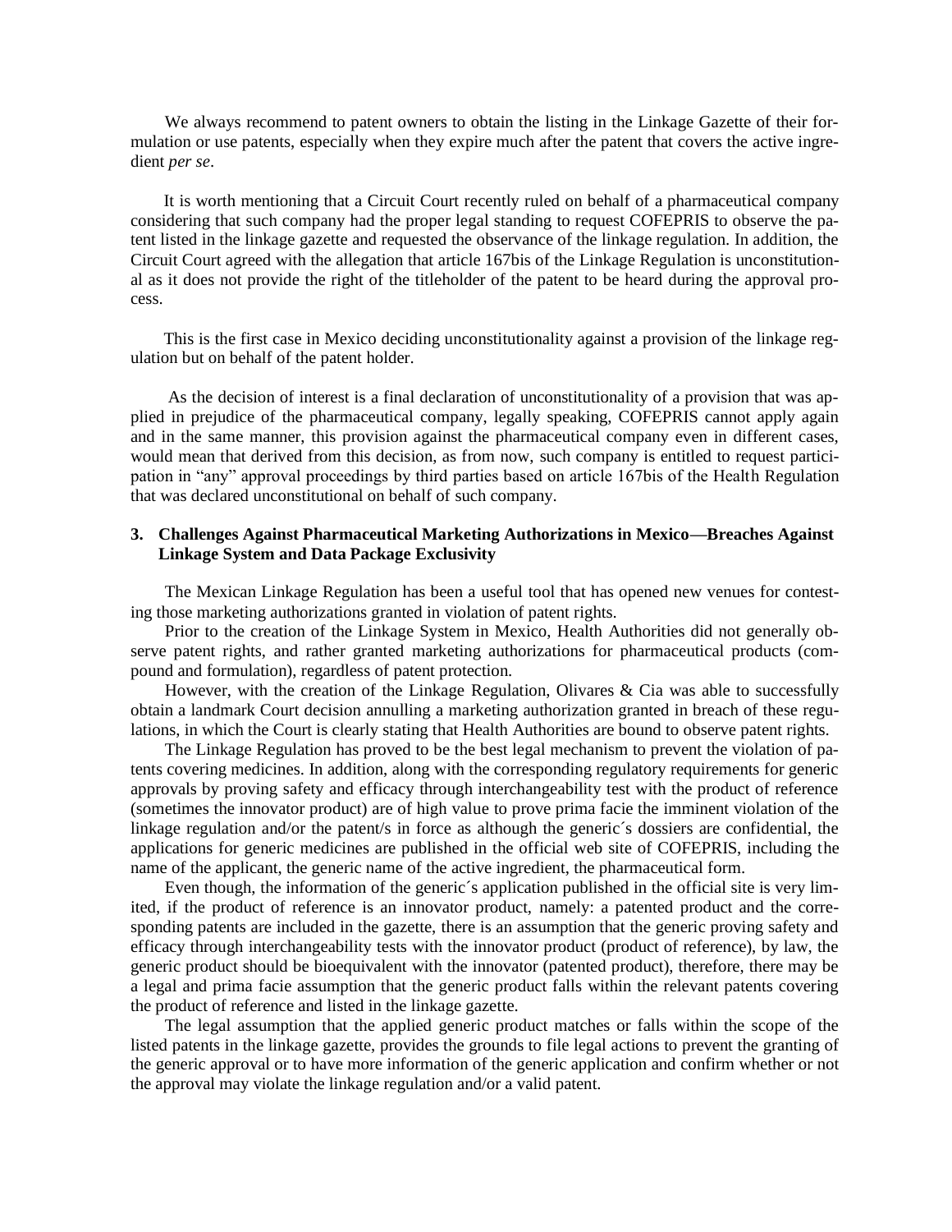We always recommend to patent owners to obtain the listing in the Linkage Gazette of their formulation or use patents, especially when they expire much after the patent that covers the active ingredient *per se*.

It is worth mentioning that a Circuit Court recently ruled on behalf of a pharmaceutical company considering that such company had the proper legal standing to request COFEPRIS to observe the patent listed in the linkage gazette and requested the observance of the linkage regulation. In addition, the Circuit Court agreed with the allegation that article 167bis of the Linkage Regulation is unconstitutional as it does not provide the right of the titleholder of the patent to be heard during the approval process.

This is the first case in Mexico deciding unconstitutionality against a provision of the linkage regulation but on behalf of the patent holder.

As the decision of interest is a final declaration of unconstitutionality of a provision that was applied in prejudice of the pharmaceutical company, legally speaking, COFEPRIS cannot apply again and in the same manner, this provision against the pharmaceutical company even in different cases, would mean that derived from this decision, as from now, such company is entitled to request participation in "any" approval proceedings by third parties based on article 167bis of the Health Regulation that was declared unconstitutional on behalf of such company.

### 3. Challenges Against Pharmaceutical Marketing Authorizations in Mexico—Breaches Against Linkage System and Data Package Exclusivity

The Mexican Linkage Regulation has been a useful tool that has opened new venues for contesting those marketing authorizations granted in violation of patent rights.

Prior to the creation of the Linkage System in Mexico, Health Authorities did not generally observe patent rights, and rather granted marketing authorizations for pharmaceutical products (compound and formulation), regardless of patent protection.

However, with the creation of the Linkage Regulation, Olivares & Cia was able to successfully obtain a landmark Court decision annulling a marketing authorization granted in breach of these regulations, in which the Court is clearly stating that Health Authorities are bound to observe patent rights.

The Linkage Regulation has proved to be the best legal mechanism to prevent the violation of patents covering medicines. In addition, along with the corresponding regulatory requirements for generic approvals by proving safety and efficacy through interchangeability test with the product of reference (sometimes the innovator product) are of high value to prove prima facie the imminent violation of the linkage regulation and/or the patent/s in force as although the generic´s dossiers are confidential, the applications for generic medicines are published in the official web site of COFEPRIS, including the name of the applicant, the generic name of the active ingredient, the pharmaceutical form.

Even though, the information of the generic´s application published in the official site is very limited, if the product of reference is an innovator product, namely: a patented product and the corresponding patents are included in the gazette, there is an assumption that the generic proving safety and efficacy through interchangeability tests with the innovator product (product of reference), by law, the generic product should be bioequivalent with the innovator (patented product), therefore, there may be a legal and prima facie assumption that the generic product falls within the relevant patents covering the product of reference and listed in the linkage gazette.

The legal assumption that the applied generic product matches or falls within the scope of the listed patents in the linkage gazette, provides the grounds to file legal actions to prevent the granting of the generic approval or to have more information of the generic application and confirm whether or not the approval may violate the linkage regulation and/or a valid patent.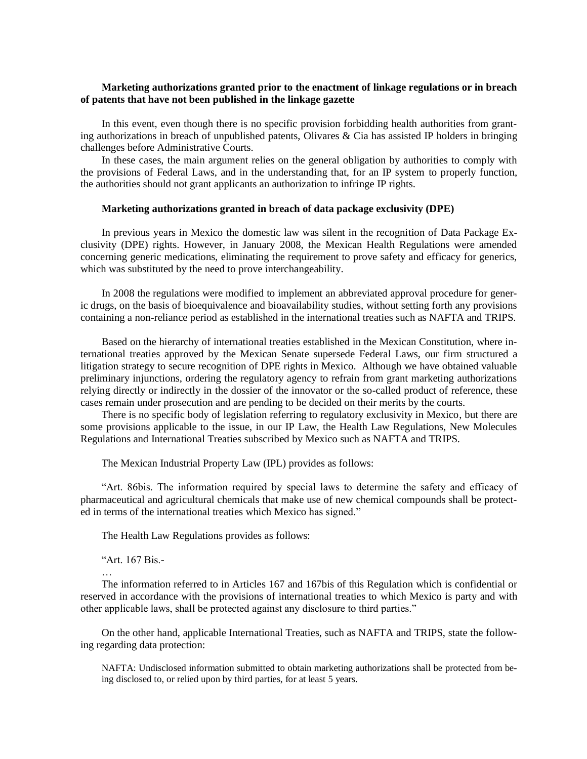**Marketing authorizations granted prior to the enactment of linkage regulations or in breach of patents that have not been published in the linkage gazette**

In this event, even though there is no specific provision forbidding health authorities from granting authorizations in breach of unpublished patents, Olivares & Cia has assisted IP holders in bringing challenges before Administrative Courts.

In these cases, the main argument relies on the general obligation by authorities to comply with the provisions of Federal Laws, and in the understanding that, for an IP system to properly function, the authorities should not grant applicants an authorization to infringe IP rights.

**Marketing authorizations granted in breach of data package exclusivity (DPE)**

In previous years in Mexico the domestic law was silent in the recognition of Data Package Exclusivity (DPE) rights. However, in January 2008, the Mexican Health Regulations were amended concerning generic medications, eliminating the requirement to prove safety and efficacy for generics, which was substituted by the need to prove interchangeability.

In 2008 the regulations were modified to implement an abbreviated approval procedure for generic drugs, on the basis of bioequivalence and bioavailability studies, without setting forth any provisions containing a non-reliance period as established in the international treaties such as NAFTA and TRIPS.

Based on the hierarchy of international treaties established in the Mexican Constitution, where international treaties approved by the Mexican Senate supersede Federal Laws, our firm structured a litigation strategy to secure recognition of DPE rights in Mexico. Although we have obtained valuable preliminary injunctions, ordering the regulatory agency to refrain from grant marketing authorizations relying directly or indirectly in the dossier of the innovator or the so-called product of reference, these cases remain under prosecution and are pending to be decided on their merits by the courts.

There is no specific body of legislation referring to regulatory exclusivity in Mexico, but there are some provisions applicable to the issue, in our IP Law, the Health Law Regulations, New Molecules Regulations and International Treaties subscribed by Mexico such as NAFTA and TRIPS.

The Mexican Industrial Property Law (IPL) provides as follows:

"Art. 86bis. The information required by special laws to determine the safety and efficacy of pharmaceutical and agricultural chemicals that make use of new chemical compounds shall be protected in terms of the international treaties which Mexico has signed."

The Health Law Regulations provides as follows:

"Art. 167 Bis.-

…

The information referred to in Articles 167 and 167bis of this Regulation which is confidential or reserved in accordance with the provisions of international treaties to which Mexico is party and with other applicable laws, shall be protected against any disclosure to third parties."

On the other hand, applicable International Treaties, such as NAFTA and TRIPS, state the following regarding data protection:

> NAFTA: Undisclosed information submitted to obtain marketing authorizations shall be protected from being disclosed to, or relied upon by third parties, for at least 5 years.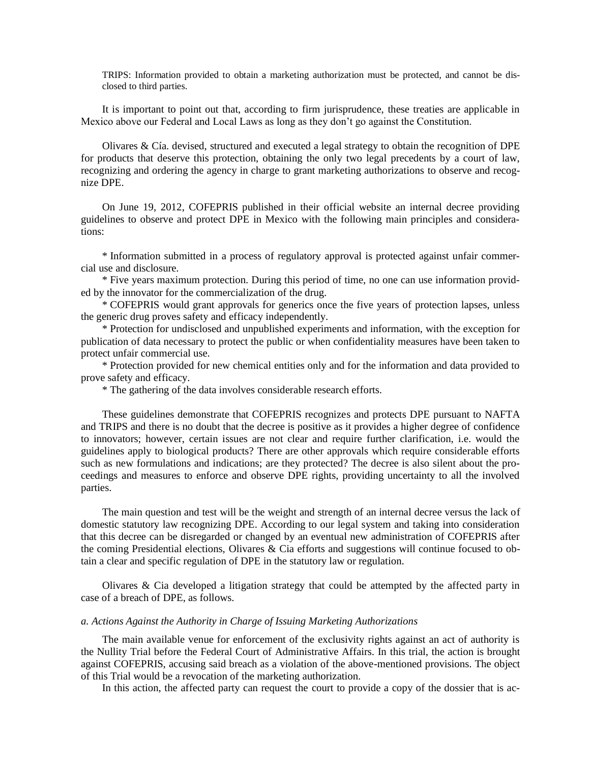TRIPS: Information provided to obtain a marketing authorization must be protected, and cannot be disclosed to third parties.

It is important to point out that, according to firm jurisprudence, these treaties are applicable in Mexico above our Federal and Local Laws as long as they don't go against the Constitution.

Olivares & Cía. devised, structured and executed a legal strategy to obtain the recognition of DPE for products that deserve this protection, obtaining the only two legal precedents by a court of law, recognizing and ordering the agency in charge to grant marketing authorizations to observe and recognize DPE.

On June 19, 2012, COFEPRIS published in their official website an internal decree providing guidelines to observe and protect DPE in Mexico with the following main principles and considerations:

* Information submitted in a process of regulatory approval is protected against unfair commercial use and disclosure.
* Five years maximum protection. During this period of time, no one can use information provided by the innovator for the commercialization of the drug.
* COFEPRIS would grant approvals for generics once the five years of protection lapses, unless the generic drug proves safety and efficacy independently.
* Protection for undisclosed and unpublished experiments and information, with the exception for publication of data necessary to protect the public or when confidentiality measures have been taken to protect unfair commercial use.
* Protection provided for new chemical entities only and for the information and data provided to prove safety and efficacy.
* The gathering of the data involves considerable research efforts.

These guidelines demonstrate that COFEPRIS recognizes and protects DPE pursuant to NAFTA and TRIPS and there is no doubt that the decree is positive as it provides a higher degree of confidence to innovators; however, certain issues are not clear and require further clarification, i.e. would the guidelines apply to biological products? There are other approvals which require considerable efforts such as new formulations and indications; are they protected? The decree is also silent about the proceedings and measures to enforce and observe DPE rights, providing uncertainty to all the involved parties.

The main question and test will be the weight and strength of an internal decree versus the lack of domestic statutory law recognizing DPE. According to our legal system and taking into consideration that this decree can be disregarded or changed by an eventual new administration of COFEPRIS after the coming Presidential elections, Olivares & Cia efforts and suggestions will continue focused to obtain a clear and specific regulation of DPE in the statutory law or regulation.

Olivares & Cia developed a litigation strategy that could be attempted by the affected party in case of a breach of DPE, as follows.

*a. Actions Against the Authority in Charge of Issuing Marketing Authorizations*

The main available venue for enforcement of the exclusivity rights against an act of authority is the Nullity Trial before the Federal Court of Administrative Affairs. In this trial, the action is brought against COFEPRIS, accusing said breach as a violation of the above-mentioned provisions. The object of this Trial would be a revocation of the marketing authorization.

In this action, the affected party can request the court to provide a copy of the dossier that is ac-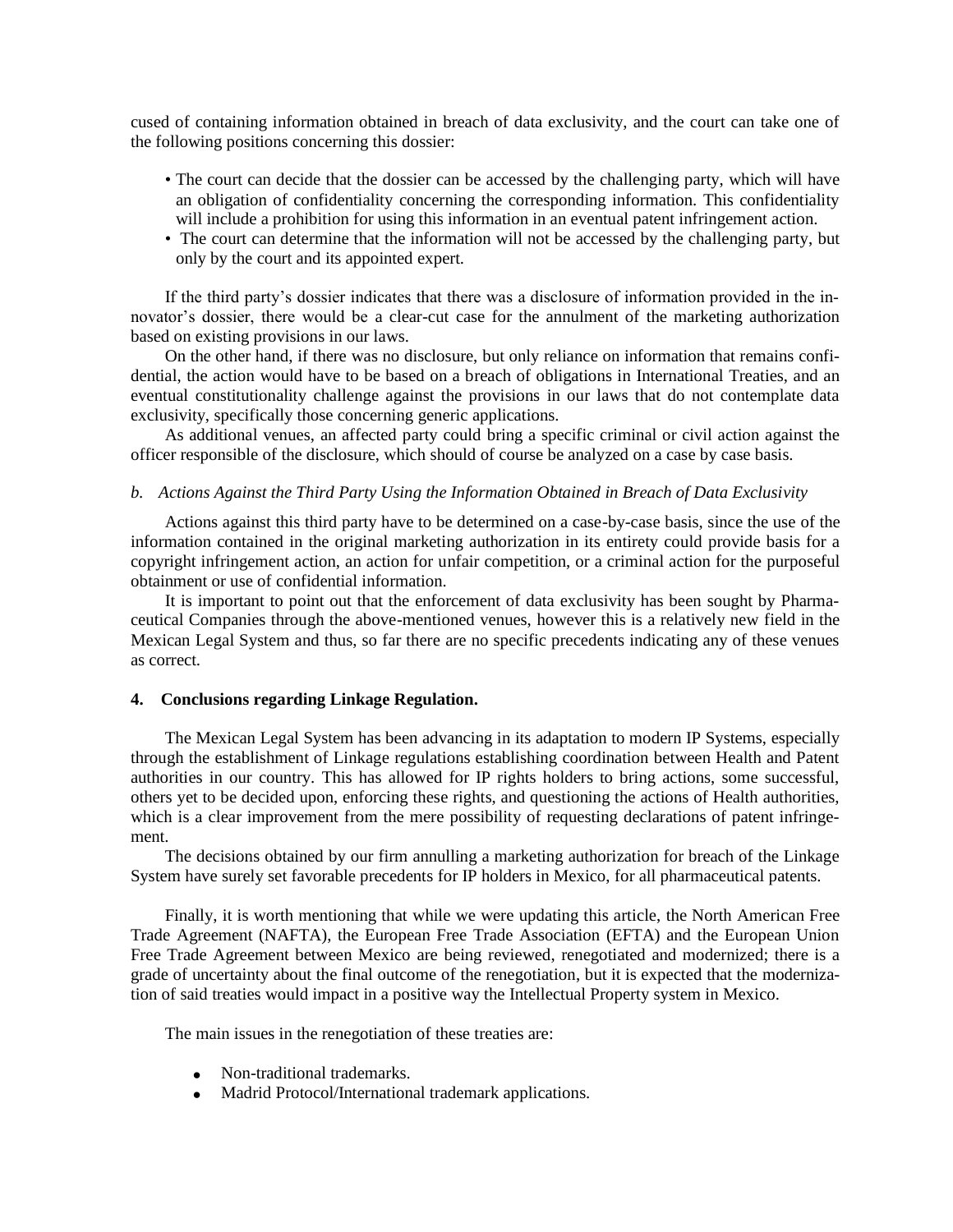cused of containing information obtained in breach of data exclusivity, and the court can take one of the following positions concerning this dossier:

- The court can decide that the dossier can be accessed by the challenging party, which will have an obligation of confidentiality concerning the corresponding information. This confidentiality will include a prohibition for using this information in an eventual patent infringement action.
- The court can determine that the information will not be accessed by the challenging party, but only by the court and its appointed expert.

If the third party's dossier indicates that there was a disclosure of information provided in the innovator's dossier, there would be a clear-cut case for the annulment of the marketing authorization based on existing provisions in our laws.

On the other hand, if there was no disclosure, but only reliance on information that remains confidential, the action would have to be based on a breach of obligations in International Treaties, and an eventual constitutionality challenge against the provisions in our laws that do not contemplate data exclusivity, specifically those concerning generic applications.

As additional venues, an affected party could bring a specific criminal or civil action against the officer responsible of the disclosure, which should of course be analyzed on a case by case basis.

*b. Actions Against the Third Party Using the Information Obtained in Breach of Data Exclusivity*

Actions against this third party have to be determined on a case-by-case basis, since the use of the information contained in the original marketing authorization in its entirety could provide basis for a copyright infringement action, an action for unfair competition, or a criminal action for the purposeful obtainment or use of confidential information.

It is important to point out that the enforcement of data exclusivity has been sought by Pharmaceutical Companies through the above-mentioned venues, however this is a relatively new field in the Mexican Legal System and thus, so far there are no specific precedents indicating any of these venues as correct.

#### 4. Conclusions regarding Linkage Regulation.

The Mexican Legal System has been advancing in its adaptation to modern IP Systems, especially through the establishment of Linkage regulations establishing coordination between Health and Patent authorities in our country. This has allowed for IP rights holders to bring actions, some successful, others yet to be decided upon, enforcing these rights, and questioning the actions of Health authorities, which is a clear improvement from the mere possibility of requesting declarations of patent infringement.

The decisions obtained by our firm annulling a marketing authorization for breach of the Linkage System have surely set favorable precedents for IP holders in Mexico, for all pharmaceutical patents.

Finally, it is worth mentioning that while we were updating this article, the North American Free Trade Agreement (NAFTA), the European Free Trade Association (EFTA) and the European Union Free Trade Agreement between Mexico are being reviewed, renegotiated and modernized; there is a grade of uncertainty about the final outcome of the renegotiation, but it is expected that the modernization of said treaties would impact in a positive way the Intellectual Property system in Mexico.

The main issues in the renegotiation of these treaties are:

- Non-traditional trademarks.
- Madrid Protocol/International trademark applications.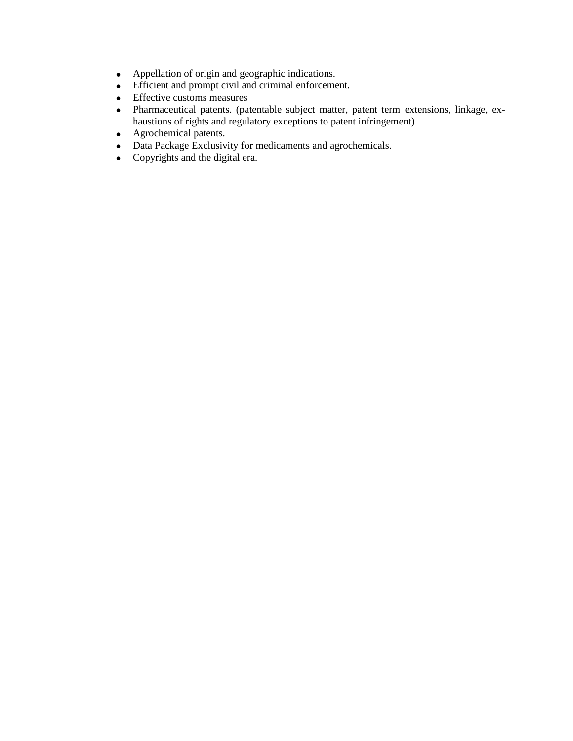- Appellation of origin and geographic indications.
- Efficient and prompt civil and criminal enforcement.
- Effective customs measures
- Pharmaceutical patents. (patentable subject matter, patent term extensions, linkage, exhaustions of rights and regulatory exceptions to patent infringement)
- Agrochemical patents.
- Data Package Exclusivity for medicaments and agrochemicals.
- Copyrights and the digital era.